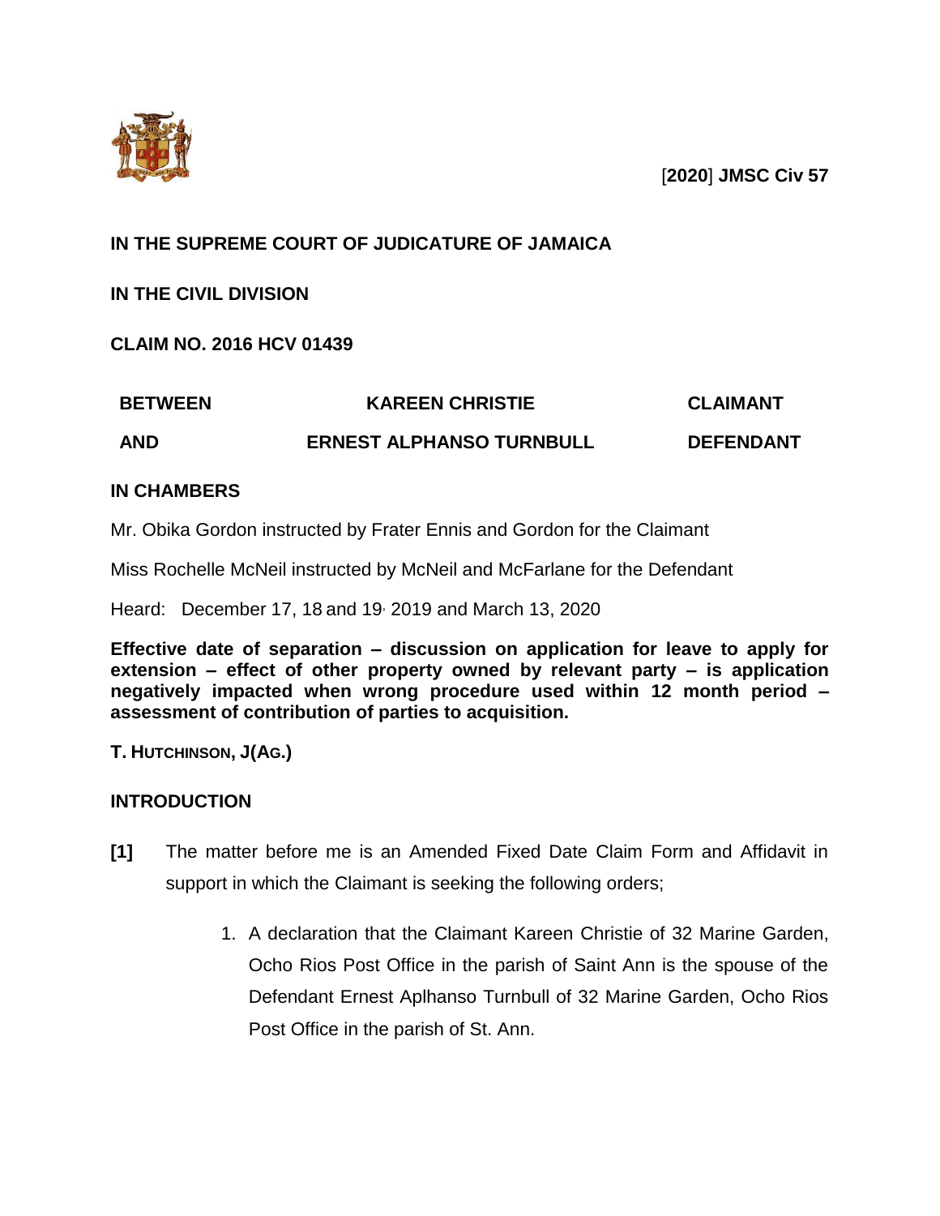[**2020**] **JMSC Civ 57**

**IN THE SUPREME COURT OF JUDICATURE OF JAMAICA**

**IN THE CIVIL DIVISION**

**CLAIM NO. 2016 HCV 01439**

| | | |
|---|---|---|
| **BETWEEN** | **KAREEN CHRISTIE** | **CLAIMANT** |
| **AND** | **ERNEST ALPHANSO TURNBULL** | **DEFENDANT** |

**IN CHAMBERS**

Mr. Obika Gordon instructed by Frater Ennis and Gordon for the Claimant

Miss Rochelle McNeil instructed by McNeil and McFarlane for the Defendant

Heard: December 17, 18 and 19, 2019 and March 13, 2020

**Effective date of separation – discussion on application for leave to apply for extension – effect of other property owned by relevant party – is application negatively impacted when wrong procedure used within 12 month period – assessment of contribution of parties to acquisition.**

**T. HUTCHINSON, J(AG.)**

**INTRODUCTION**

**[1]** The matter before me is an Amended Fixed Date Claim Form and Affidavit in support in which the Claimant is seeking the following orders;

1. A declaration that the Claimant Kareen Christie of 32 Marine Garden, Ocho Rios Post Office in the parish of Saint Ann is the spouse of the Defendant Ernest Aplhanso Turnbull of 32 Marine Garden, Ocho Rios Post Office in the parish of St. Ann.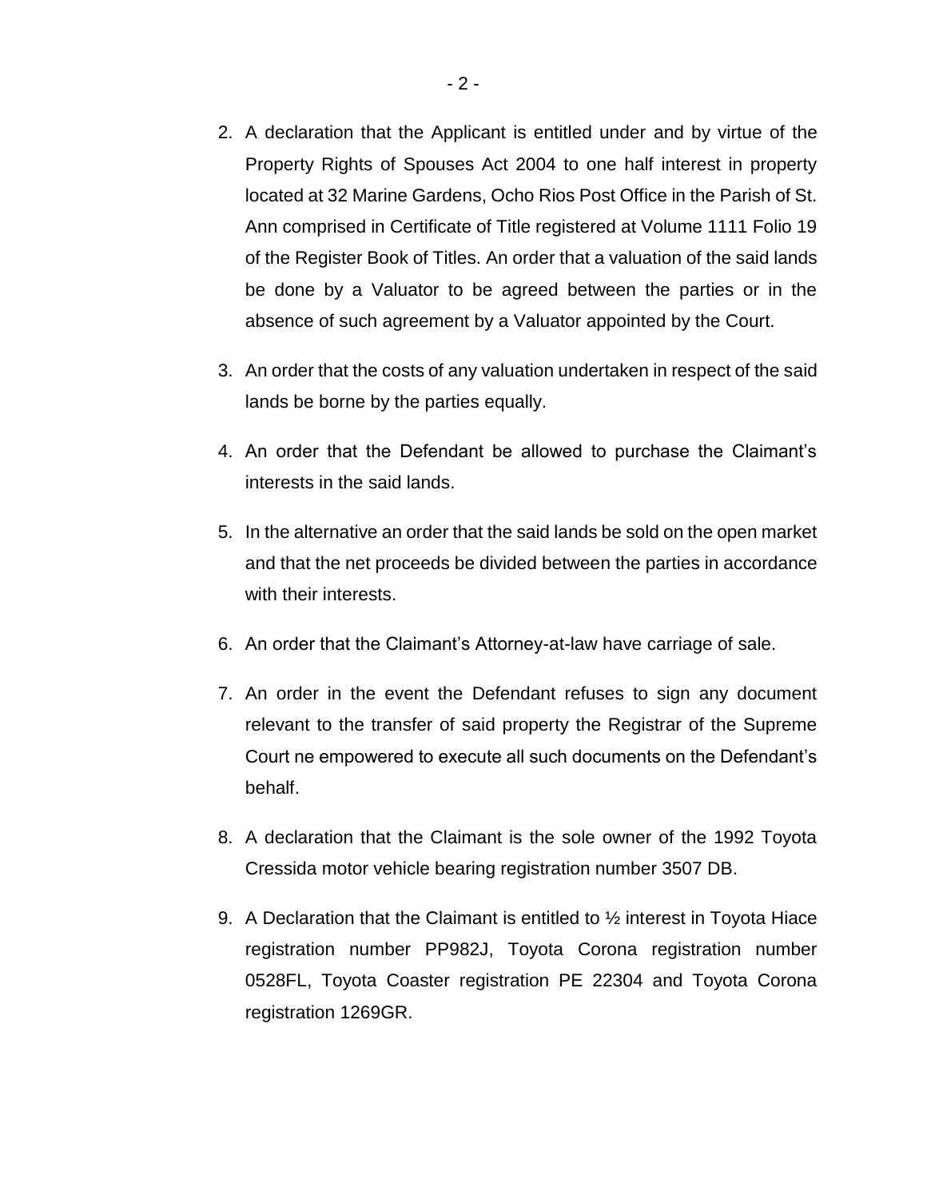2. A declaration that the Applicant is entitled under and by virtue of the Property Rights of Spouses Act 2004 to one half interest in property located at 32 Marine Gardens, Ocho Rios Post Office in the Parish of St. Ann comprised in Certificate of Title registered at Volume 1111 Folio 19 of the Register Book of Titles. An order that a valuation of the said lands be done by a Valuator to be agreed between the parties or in the absence of such agreement by a Valuator appointed by the Court.

3. An order that the costs of any valuation undertaken in respect of the said lands be borne by the parties equally.

4. An order that the Defendant be allowed to purchase the Claimant's interests in the said lands.

5. In the alternative an order that the said lands be sold on the open market and that the net proceeds be divided between the parties in accordance with their interests.

6. An order that the Claimant's Attorney-at-law have carriage of sale.

7. An order in the event the Defendant refuses to sign any document relevant to the transfer of said property the Registrar of the Supreme Court ne empowered to execute all such documents on the Defendant's behalf.

8. A declaration that the Claimant is the sole owner of the 1992 Toyota Cressida motor vehicle bearing registration number 3507 DB.

9. A Declaration that the Claimant is entitled to ½ interest in Toyota Hiace registration number PP982J, Toyota Corona registration number 0528FL, Toyota Coaster registration PE 22304 and Toyota Corona registration 1269GR.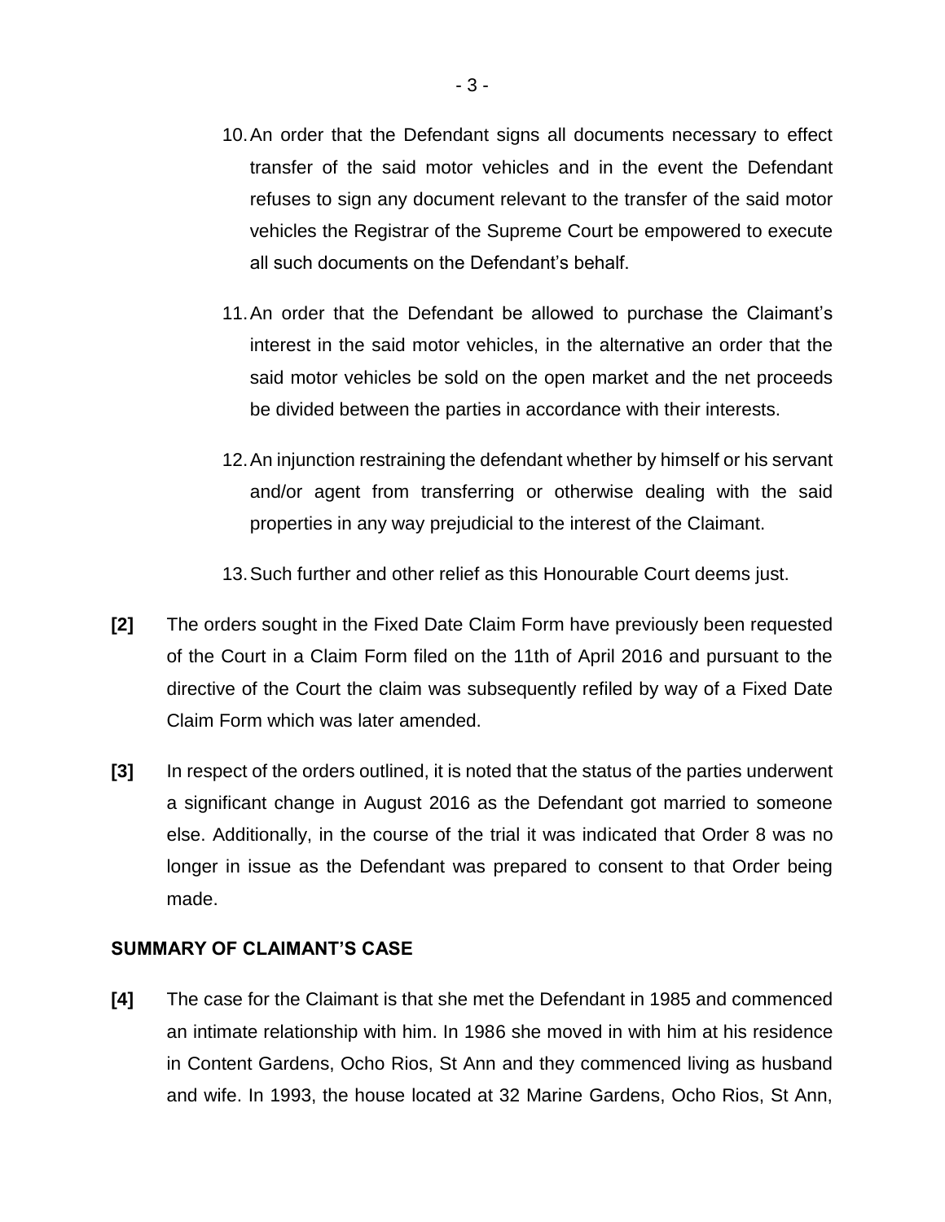10. An order that the Defendant signs all documents necessary to effect transfer of the said motor vehicles and in the event the Defendant refuses to sign any document relevant to the transfer of the said motor vehicles the Registrar of the Supreme Court be empowered to execute all such documents on the Defendant's behalf.

11. An order that the Defendant be allowed to purchase the Claimant's interest in the said motor vehicles, in the alternative an order that the said motor vehicles be sold on the open market and the net proceeds be divided between the parties in accordance with their interests.

12. An injunction restraining the defendant whether by himself or his servant and/or agent from transferring or otherwise dealing with the said properties in any way prejudicial to the interest of the Claimant.

13. Such further and other relief as this Honourable Court deems just.

**[2]** The orders sought in the Fixed Date Claim Form have previously been requested of the Court in a Claim Form filed on the 11th of April 2016 and pursuant to the directive of the Court the claim was subsequently refiled by way of a Fixed Date Claim Form which was later amended.

**[3]** In respect of the orders outlined, it is noted that the status of the parties underwent a significant change in August 2016 as the Defendant got married to someone else. Additionally, in the course of the trial it was indicated that Order 8 was no longer in issue as the Defendant was prepared to consent to that Order being made.

### SUMMARY OF CLAIMANT'S CASE

**[4]** The case for the Claimant is that she met the Defendant in 1985 and commenced an intimate relationship with him. In 1986 she moved in with him at his residence in Content Gardens, Ocho Rios, St Ann and they commenced living as husband and wife. In 1993, the house located at 32 Marine Gardens, Ocho Rios, St Ann,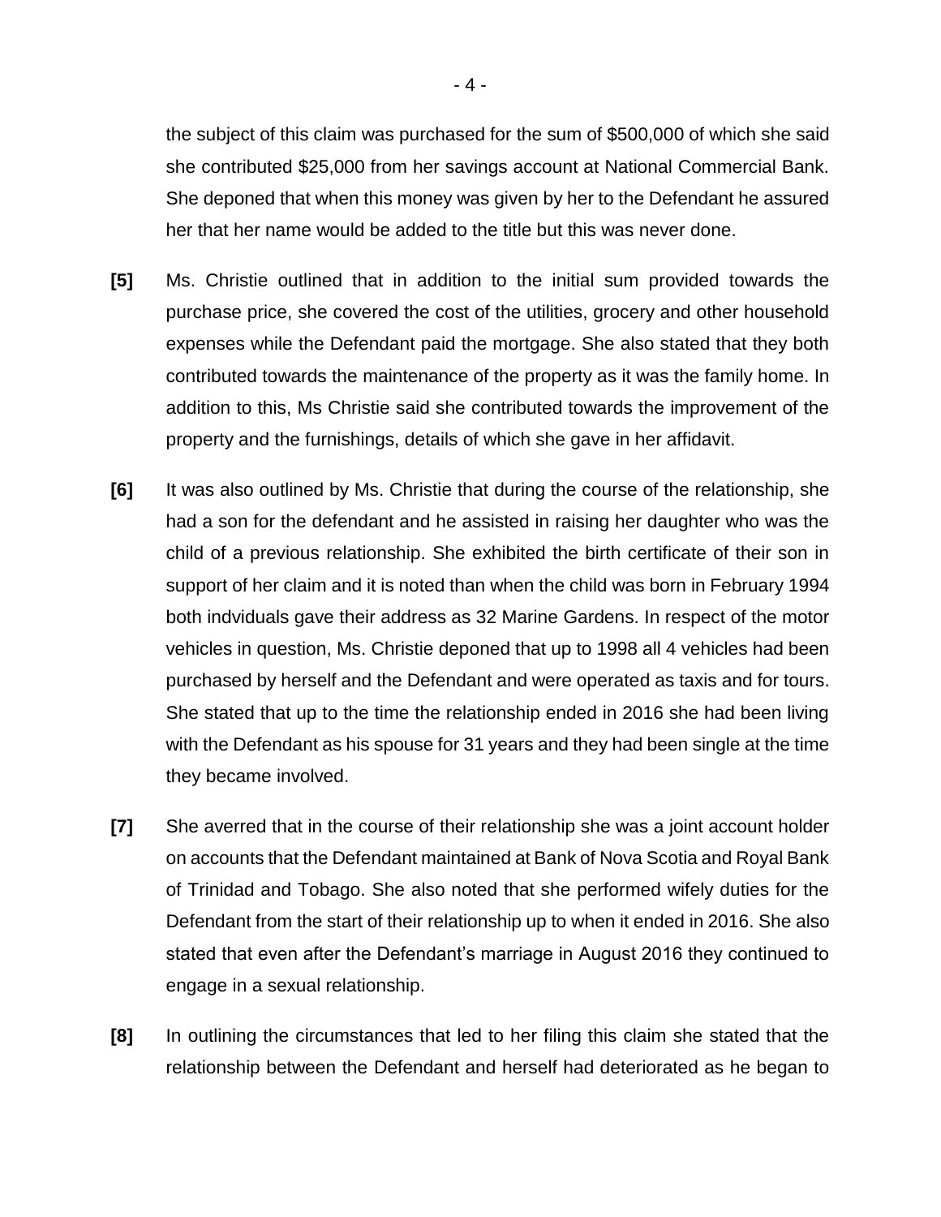the subject of this claim was purchased for the sum of $500,000 of which she said she contributed $25,000 from her savings account at National Commercial Bank. She deponed that when this money was given by her to the Defendant he assured her that her name would be added to the title but this was never done.

**[5]** Ms. Christie outlined that in addition to the initial sum provided towards the purchase price, she covered the cost of the utilities, grocery and other household expenses while the Defendant paid the mortgage. She also stated that they both contributed towards the maintenance of the property as it was the family home. In addition to this, Ms Christie said she contributed towards the improvement of the property and the furnishings, details of which she gave in her affidavit.

**[6]** It was also outlined by Ms. Christie that during the course of the relationship, she had a son for the defendant and he assisted in raising her daughter who was the child of a previous relationship. She exhibited the birth certificate of their son in support of her claim and it is noted than when the child was born in February 1994 both indviduals gave their address as 32 Marine Gardens. In respect of the motor vehicles in question, Ms. Christie deponed that up to 1998 all 4 vehicles had been purchased by herself and the Defendant and were operated as taxis and for tours. She stated that up to the time the relationship ended in 2016 she had been living with the Defendant as his spouse for 31 years and they had been single at the time they became involved.

**[7]** She averred that in the course of their relationship she was a joint account holder on accounts that the Defendant maintained at Bank of Nova Scotia and Royal Bank of Trinidad and Tobago. She also noted that she performed wifely duties for the Defendant from the start of their relationship up to when it ended in 2016. She also stated that even after the Defendant's marriage in August 2016 they continued to engage in a sexual relationship.

**[8]** In outlining the circumstances that led to her filing this claim she stated that the relationship between the Defendant and herself had deteriorated as he began to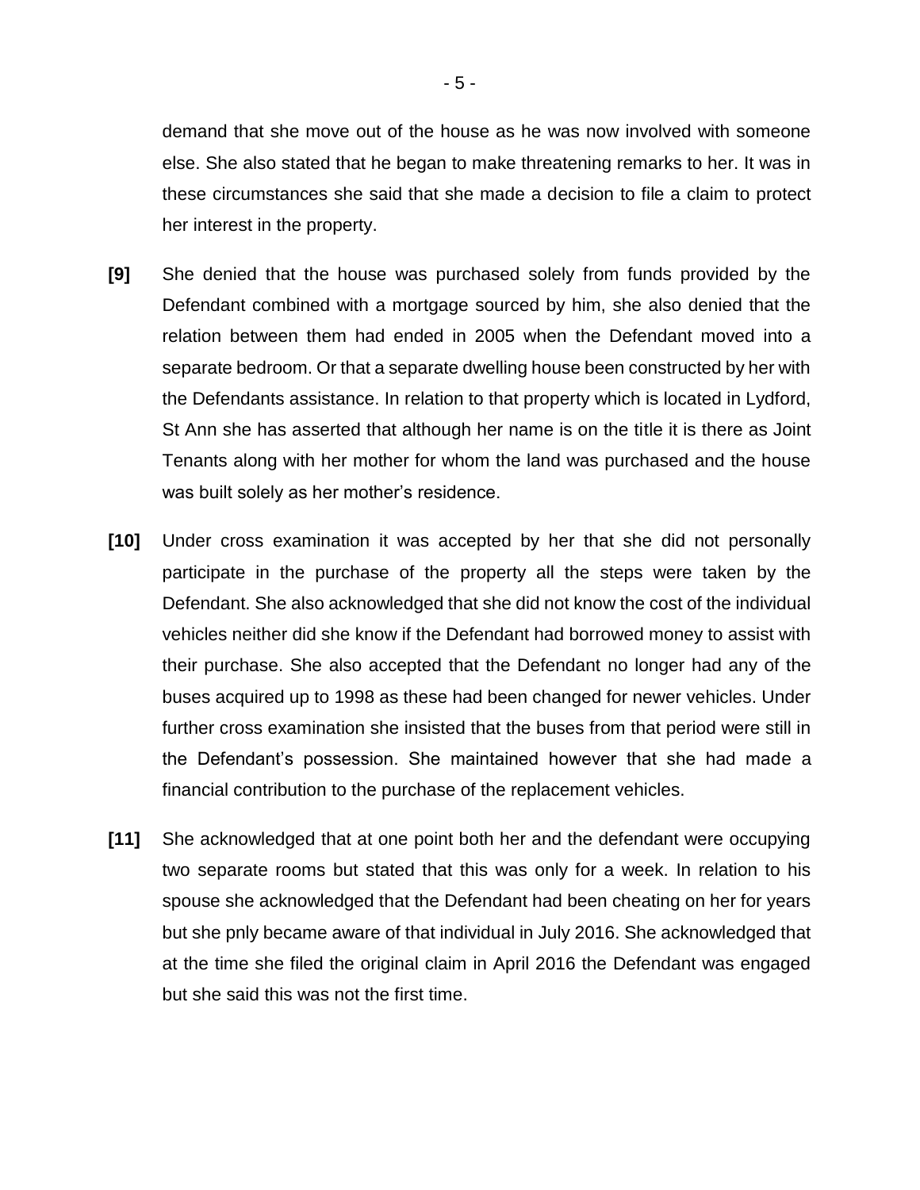demand that she move out of the house as he was now involved with someone else. She also stated that he began to make threatening remarks to her. It was in these circumstances she said that she made a decision to file a claim to protect her interest in the property.

**[9]** She denied that the house was purchased solely from funds provided by the Defendant combined with a mortgage sourced by him, she also denied that the relation between them had ended in 2005 when the Defendant moved into a separate bedroom. Or that a separate dwelling house been constructed by her with the Defendants assistance. In relation to that property which is located in Lydford, St Ann she has asserted that although her name is on the title it is there as Joint Tenants along with her mother for whom the land was purchased and the house was built solely as her mother's residence.

**[10]** Under cross examination it was accepted by her that she did not personally participate in the purchase of the property all the steps were taken by the Defendant. She also acknowledged that she did not know the cost of the individual vehicles neither did she know if the Defendant had borrowed money to assist with their purchase. She also accepted that the Defendant no longer had any of the buses acquired up to 1998 as these had been changed for newer vehicles. Under further cross examination she insisted that the buses from that period were still in the Defendant's possession. She maintained however that she had made a financial contribution to the purchase of the replacement vehicles.

**[11]** She acknowledged that at one point both her and the defendant were occupying two separate rooms but stated that this was only for a week. In relation to his spouse she acknowledged that the Defendant had been cheating on her for years but she pnly became aware of that individual in July 2016. She acknowledged that at the time she filed the original claim in April 2016 the Defendant was engaged but she said this was not the first time.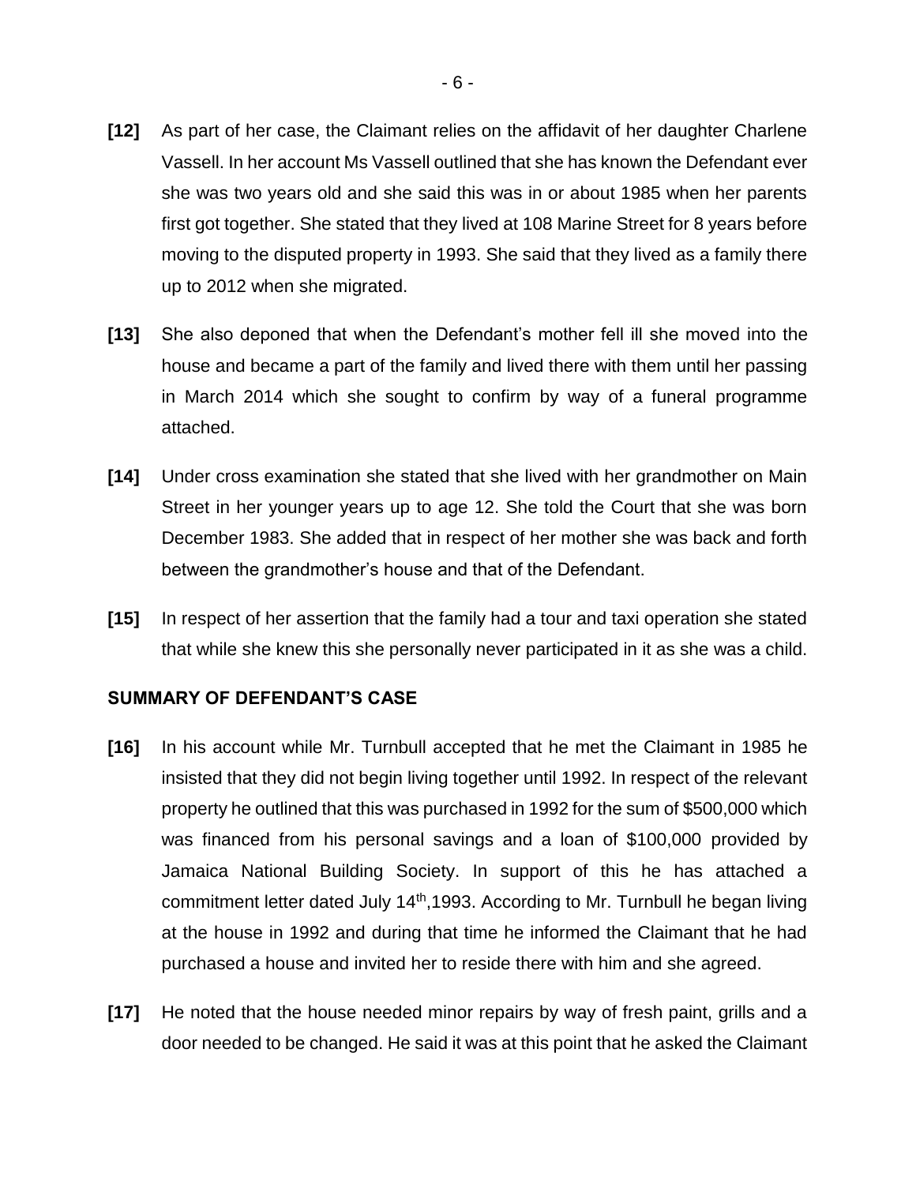**[12]** As part of her case, the Claimant relies on the affidavit of her daughter Charlene Vassell. In her account Ms Vassell outlined that she has known the Defendant ever she was two years old and she said this was in or about 1985 when her parents first got together. She stated that they lived at 108 Marine Street for 8 years before moving to the disputed property in 1993. She said that they lived as a family there up to 2012 when she migrated.

**[13]** She also deponed that when the Defendant's mother fell ill she moved into the house and became a part of the family and lived there with them until her passing in March 2014 which she sought to confirm by way of a funeral programme attached.

**[14]** Under cross examination she stated that she lived with her grandmother on Main Street in her younger years up to age 12. She told the Court that she was born December 1983. She added that in respect of her mother she was back and forth between the grandmother's house and that of the Defendant.

**[15]** In respect of her assertion that the family had a tour and taxi operation she stated that while she knew this she personally never participated in it as she was a child.

## SUMMARY OF DEFENDANT'S CASE

**[16]** In his account while Mr. Turnbull accepted that he met the Claimant in 1985 he insisted that they did not begin living together until 1992. In respect of the relevant property he outlined that this was purchased in 1992 for the sum of $500,000 which was financed from his personal savings and a loan of $100,000 provided by Jamaica National Building Society. In support of this he has attached a commitment letter dated July 14th,1993. According to Mr. Turnbull he began living at the house in 1992 and during that time he informed the Claimant that he had purchased a house and invited her to reside there with him and she agreed.

**[17]** He noted that the house needed minor repairs by way of fresh paint, grills and a door needed to be changed. He said it was at this point that he asked the Claimant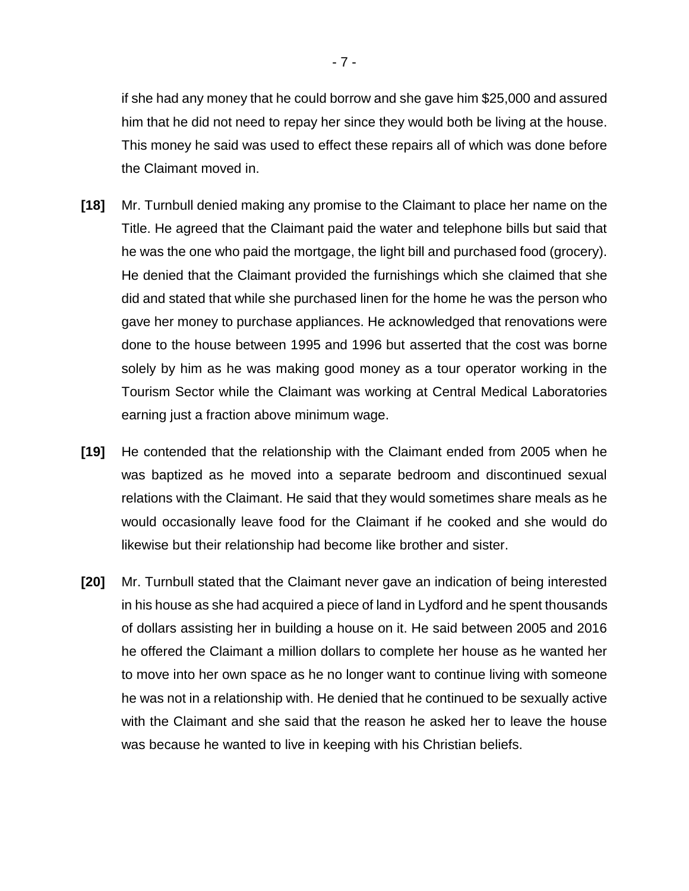if she had any money that he could borrow and she gave him $25,000 and assured him that he did not need to repay her since they would both be living at the house. This money he said was used to effect these repairs all of which was done before the Claimant moved in.

**[18]** Mr. Turnbull denied making any promise to the Claimant to place her name on the Title. He agreed that the Claimant paid the water and telephone bills but said that he was the one who paid the mortgage, the light bill and purchased food (grocery). He denied that the Claimant provided the furnishings which she claimed that she did and stated that while she purchased linen for the home he was the person who gave her money to purchase appliances. He acknowledged that renovations were done to the house between 1995 and 1996 but asserted that the cost was borne solely by him as he was making good money as a tour operator working in the Tourism Sector while the Claimant was working at Central Medical Laboratories earning just a fraction above minimum wage.

**[19]** He contended that the relationship with the Claimant ended from 2005 when he was baptized as he moved into a separate bedroom and discontinued sexual relations with the Claimant. He said that they would sometimes share meals as he would occasionally leave food for the Claimant if he cooked and she would do likewise but their relationship had become like brother and sister.

**[20]** Mr. Turnbull stated that the Claimant never gave an indication of being interested in his house as she had acquired a piece of land in Lydford and he spent thousands of dollars assisting her in building a house on it. He said between 2005 and 2016 he offered the Claimant a million dollars to complete her house as he wanted her to move into her own space as he no longer want to continue living with someone he was not in a relationship with. He denied that he continued to be sexually active with the Claimant and she said that the reason he asked her to leave the house was because he wanted to live in keeping with his Christian beliefs.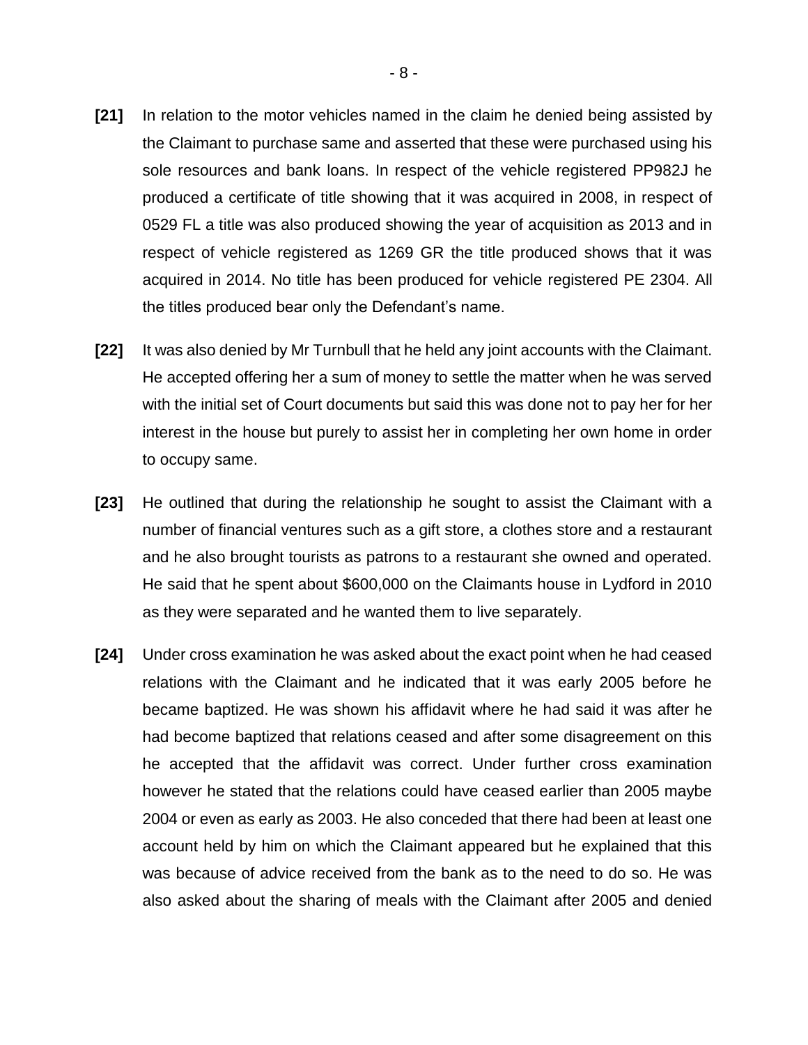**[21]** In relation to the motor vehicles named in the claim he denied being assisted by the Claimant to purchase same and asserted that these were purchased using his sole resources and bank loans. In respect of the vehicle registered PP982J he produced a certificate of title showing that it was acquired in 2008, in respect of 0529 FL a title was also produced showing the year of acquisition as 2013 and in respect of vehicle registered as 1269 GR the title produced shows that it was acquired in 2014. No title has been produced for vehicle registered PE 2304. All the titles produced bear only the Defendant's name.

**[22]** It was also denied by Mr Turnbull that he held any joint accounts with the Claimant. He accepted offering her a sum of money to settle the matter when he was served with the initial set of Court documents but said this was done not to pay her for her interest in the house but purely to assist her in completing her own home in order to occupy same.

**[23]** He outlined that during the relationship he sought to assist the Claimant with a number of financial ventures such as a gift store, a clothes store and a restaurant and he also brought tourists as patrons to a restaurant she owned and operated. He said that he spent about $600,000 on the Claimants house in Lydford in 2010 as they were separated and he wanted them to live separately.

**[24]** Under cross examination he was asked about the exact point when he had ceased relations with the Claimant and he indicated that it was early 2005 before he became baptized. He was shown his affidavit where he had said it was after he had become baptized that relations ceased and after some disagreement on this he accepted that the affidavit was correct. Under further cross examination however he stated that the relations could have ceased earlier than 2005 maybe 2004 or even as early as 2003. He also conceded that there had been at least one account held by him on which the Claimant appeared but he explained that this was because of advice received from the bank as to the need to do so. He was also asked about the sharing of meals with the Claimant after 2005 and denied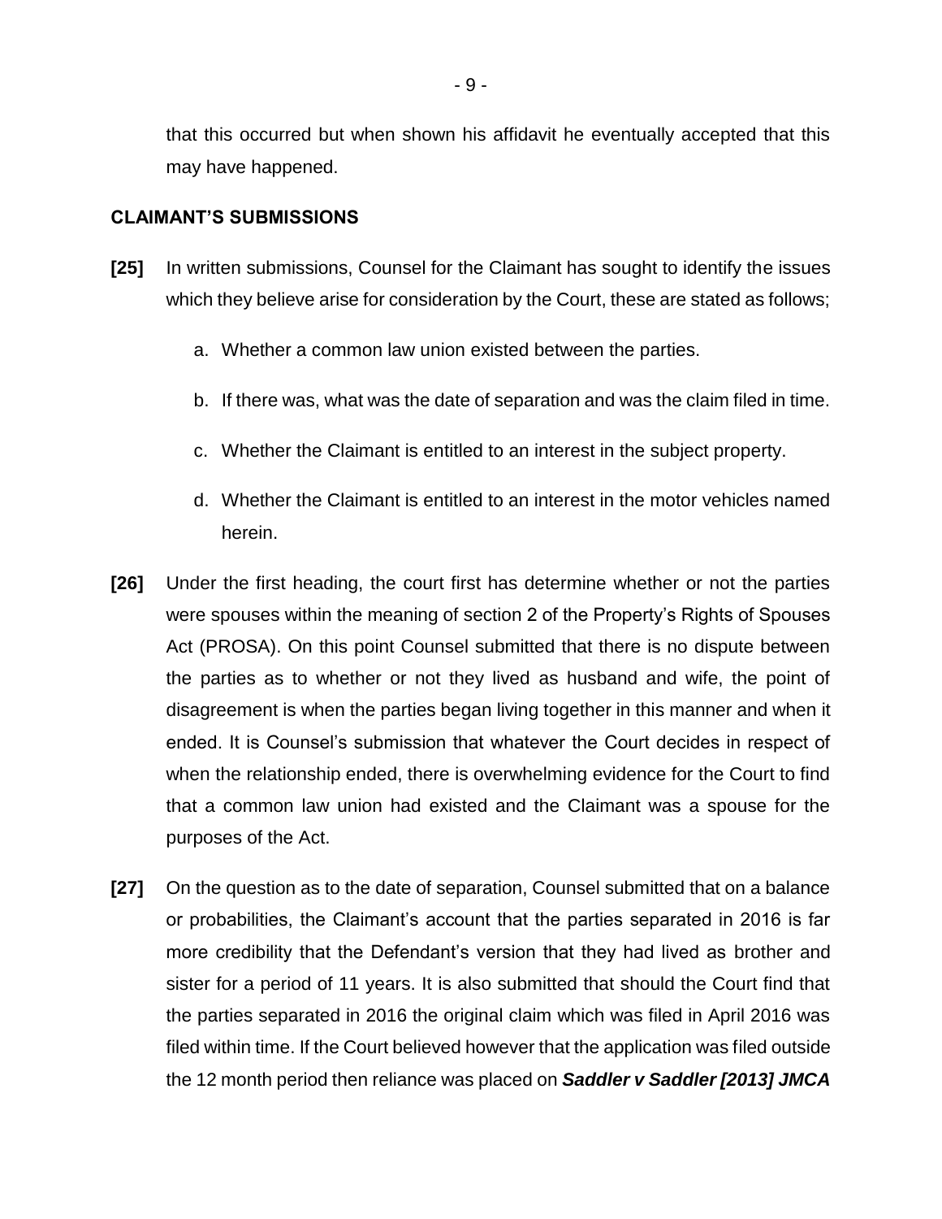that this occurred but when shown his affidavit he eventually accepted that this may have happened.

### CLAIMANT'S SUBMISSIONS

**[25]** In written submissions, Counsel for the Claimant has sought to identify the issues which they believe arise for consideration by the Court, these are stated as follows;

a. Whether a common law union existed between the parties.

b. If there was, what was the date of separation and was the claim filed in time.

c. Whether the Claimant is entitled to an interest in the subject property.

d. Whether the Claimant is entitled to an interest in the motor vehicles named herein.

**[26]** Under the first heading, the court first has determine whether or not the parties were spouses within the meaning of section 2 of the Property's Rights of Spouses Act (PROSA). On this point Counsel submitted that there is no dispute between the parties as to whether or not they lived as husband and wife, the point of disagreement is when the parties began living together in this manner and when it ended. It is Counsel's submission that whatever the Court decides in respect of when the relationship ended, there is overwhelming evidence for the Court to find that a common law union had existed and the Claimant was a spouse for the purposes of the Act.

**[27]** On the question as to the date of separation, Counsel submitted that on a balance or probabilities, the Claimant's account that the parties separated in 2016 is far more credibility that the Defendant's version that they had lived as brother and sister for a period of 11 years. It is also submitted that should the Court find that the parties separated in 2016 the original claim which was filed in April 2016 was filed within time. If the Court believed however that the application was filed outside the 12 month period then reliance was placed on ***Saddler v Saddler [2013] JMCA***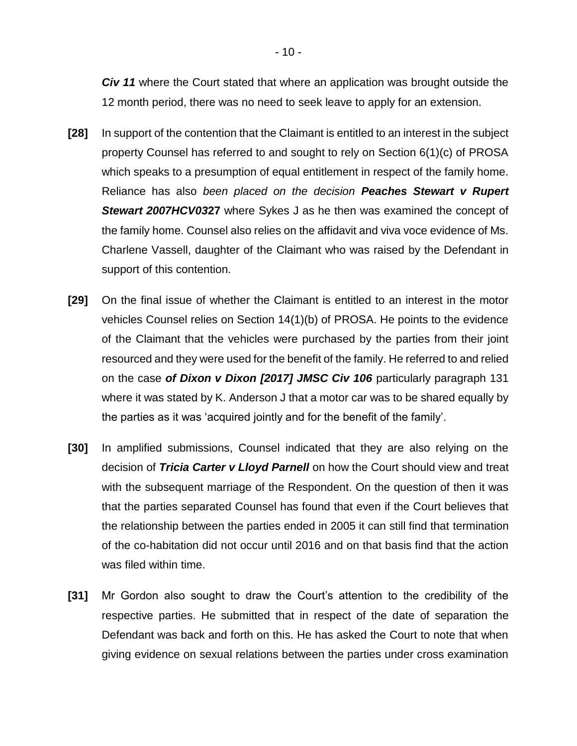***Civ 11*** where the Court stated that where an application was brought outside the 12 month period, there was no need to seek leave to apply for an extension.

**[28]** In support of the contention that the Claimant is entitled to an interest in the subject property Counsel has referred to and sought to rely on Section 6(1)(c) of PROSA which speaks to a presumption of equal entitlement in respect of the family home. Reliance has also *been placed on the decision* ***Peaches Stewart v Rupert Stewart 2007HCV0327*** where Sykes J as he then was examined the concept of the family home. Counsel also relies on the affidavit and viva voce evidence of Ms. Charlene Vassell, daughter of the Claimant who was raised by the Defendant in support of this contention.

**[29]** On the final issue of whether the Claimant is entitled to an interest in the motor vehicles Counsel relies on Section 14(1)(b) of PROSA. He points to the evidence of the Claimant that the vehicles were purchased by the parties from their joint resourced and they were used for the benefit of the family. He referred to and relied on the case ***of Dixon v Dixon [2017] JMSC Civ 106*** particularly paragraph 131 where it was stated by K. Anderson J that a motor car was to be shared equally by the parties as it was 'acquired jointly and for the benefit of the family'.

**[30]** In amplified submissions, Counsel indicated that they are also relying on the decision of ***Tricia Carter v Lloyd Parnell*** on how the Court should view and treat with the subsequent marriage of the Respondent. On the question of then it was that the parties separated Counsel has found that even if the Court believes that the relationship between the parties ended in 2005 it can still find that termination of the co-habitation did not occur until 2016 and on that basis find that the action was filed within time.

**[31]** Mr Gordon also sought to draw the Court's attention to the credibility of the respective parties. He submitted that in respect of the date of separation the Defendant was back and forth on this. He has asked the Court to note that when giving evidence on sexual relations between the parties under cross examination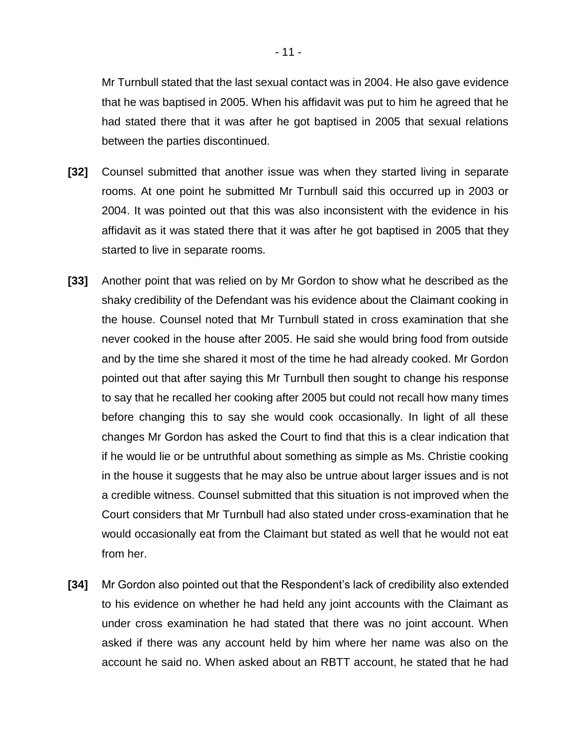Mr Turnbull stated that the last sexual contact was in 2004. He also gave evidence that he was baptised in 2005. When his affidavit was put to him he agreed that he had stated there that it was after he got baptised in 2005 that sexual relations between the parties discontinued.

**[32]** Counsel submitted that another issue was when they started living in separate rooms. At one point he submitted Mr Turnbull said this occurred up in 2003 or 2004. It was pointed out that this was also inconsistent with the evidence in his affidavit as it was stated there that it was after he got baptised in 2005 that they started to live in separate rooms.

**[33]** Another point that was relied on by Mr Gordon to show what he described as the shaky credibility of the Defendant was his evidence about the Claimant cooking in the house. Counsel noted that Mr Turnbull stated in cross examination that she never cooked in the house after 2005. He said she would bring food from outside and by the time she shared it most of the time he had already cooked. Mr Gordon pointed out that after saying this Mr Turnbull then sought to change his response to say that he recalled her cooking after 2005 but could not recall how many times before changing this to say she would cook occasionally. In light of all these changes Mr Gordon has asked the Court to find that this is a clear indication that if he would lie or be untruthful about something as simple as Ms. Christie cooking in the house it suggests that he may also be untrue about larger issues and is not a credible witness. Counsel submitted that this situation is not improved when the Court considers that Mr Turnbull had also stated under cross-examination that he would occasionally eat from the Claimant but stated as well that he would not eat from her.

**[34]** Mr Gordon also pointed out that the Respondent's lack of credibility also extended to his evidence on whether he had held any joint accounts with the Claimant as under cross examination he had stated that there was no joint account. When asked if there was any account held by him where her name was also on the account he said no. When asked about an RBTT account, he stated that he had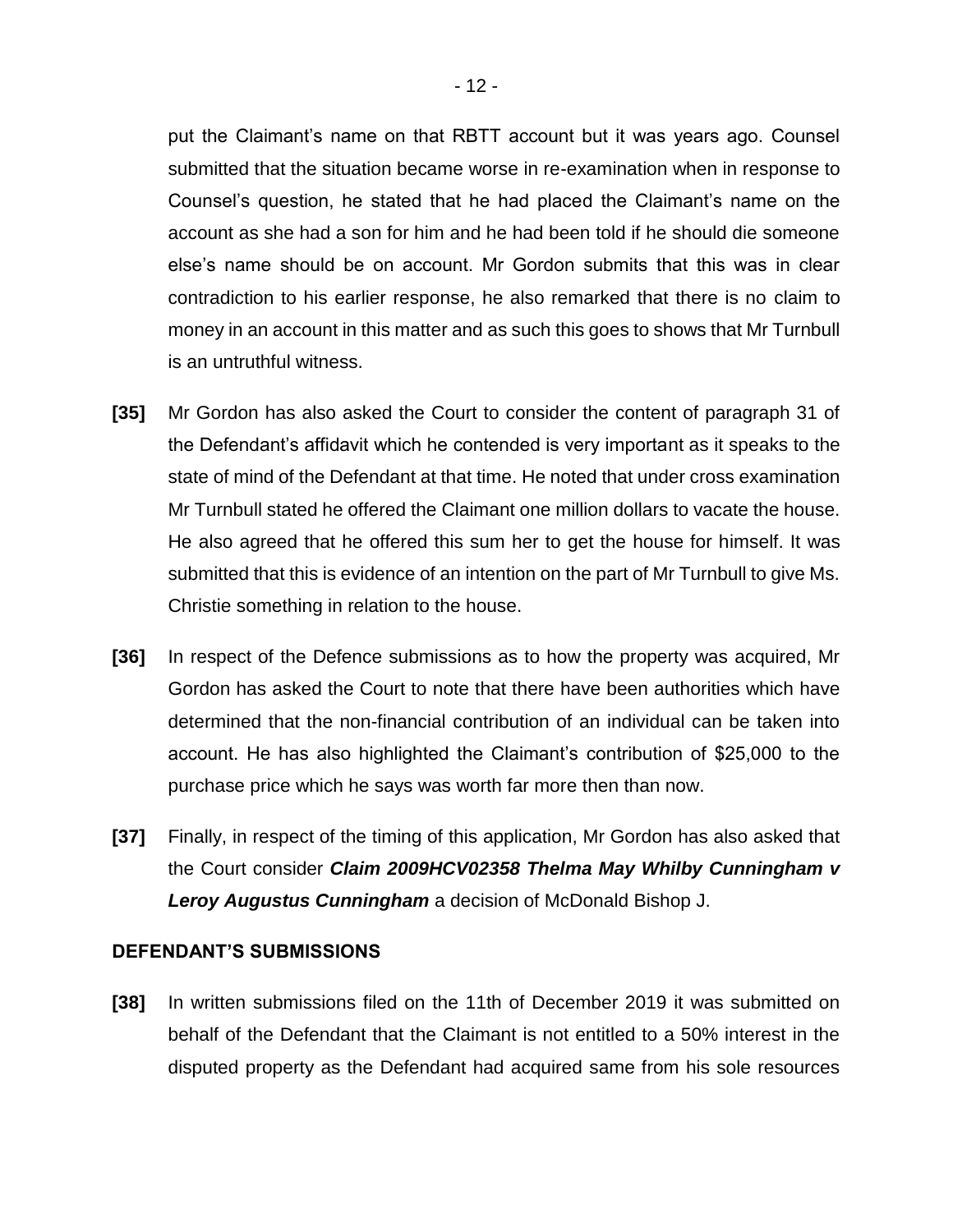put the Claimant's name on that RBTT account but it was years ago. Counsel submitted that the situation became worse in re-examination when in response to Counsel's question, he stated that he had placed the Claimant's name on the account as she had a son for him and he had been told if he should die someone else's name should be on account. Mr Gordon submits that this was in clear contradiction to his earlier response, he also remarked that there is no claim to money in an account in this matter and as such this goes to shows that Mr Turnbull is an untruthful witness.

**[35]** Mr Gordon has also asked the Court to consider the content of paragraph 31 of the Defendant's affidavit which he contended is very important as it speaks to the state of mind of the Defendant at that time. He noted that under cross examination Mr Turnbull stated he offered the Claimant one million dollars to vacate the house. He also agreed that he offered this sum her to get the house for himself. It was submitted that this is evidence of an intention on the part of Mr Turnbull to give Ms. Christie something in relation to the house.

**[36]** In respect of the Defence submissions as to how the property was acquired, Mr Gordon has asked the Court to note that there have been authorities which have determined that the non-financial contribution of an individual can be taken into account. He has also highlighted the Claimant's contribution of $25,000 to the purchase price which he says was worth far more then than now.

**[37]** Finally, in respect of the timing of this application, Mr Gordon has also asked that the Court consider ***Claim 2009HCV02358 Thelma May Whilby Cunningham v Leroy Augustus Cunningham*** a decision of McDonald Bishop J.

## DEFENDANT'S SUBMISSIONS

**[38]** In written submissions filed on the 11th of December 2019 it was submitted on behalf of the Defendant that the Claimant is not entitled to a 50% interest in the disputed property as the Defendant had acquired same from his sole resources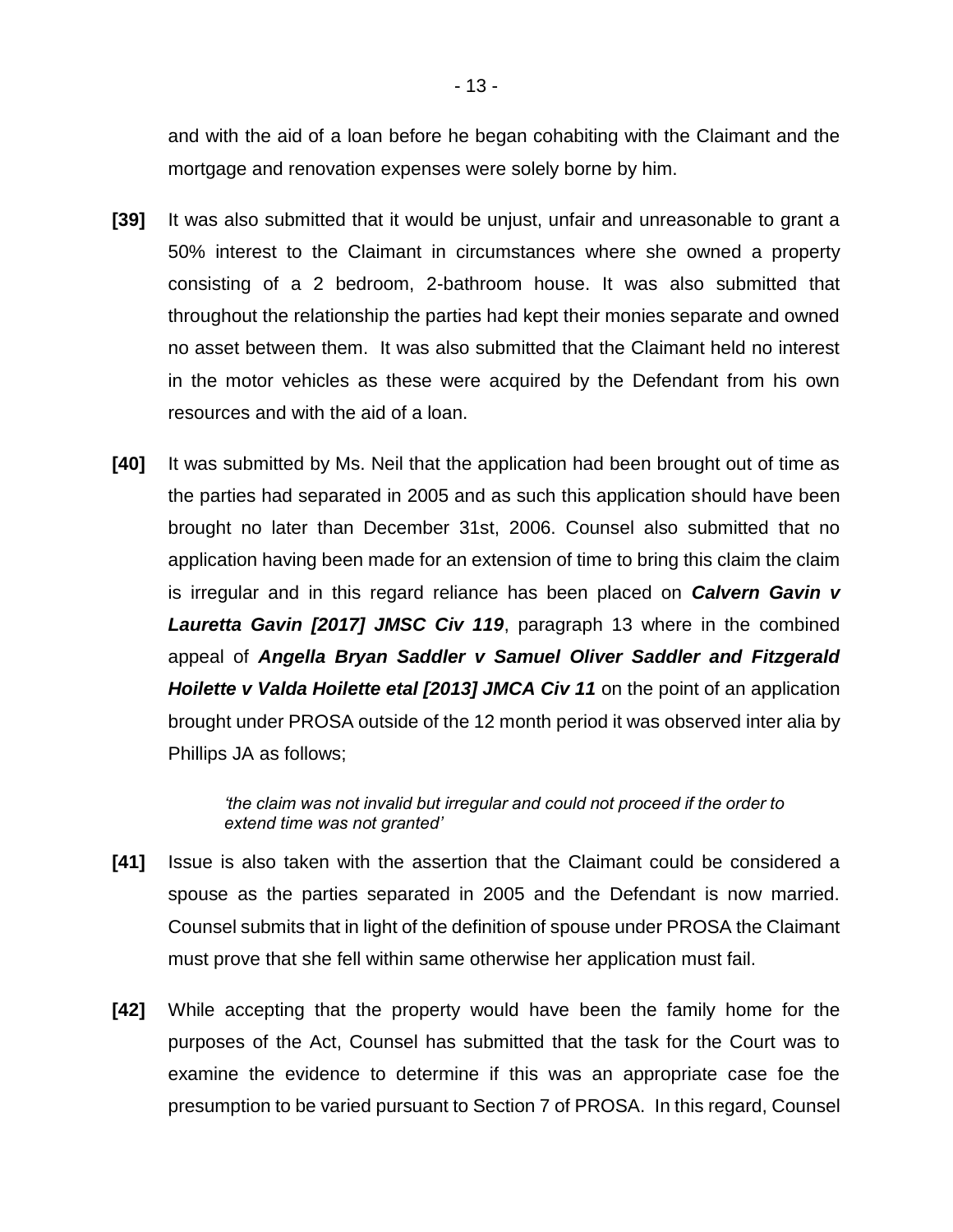and with the aid of a loan before he began cohabiting with the Claimant and the mortgage and renovation expenses were solely borne by him.

**[39]** It was also submitted that it would be unjust, unfair and unreasonable to grant a 50% interest to the Claimant in circumstances where she owned a property consisting of a 2 bedroom, 2-bathroom house. It was also submitted that throughout the relationship the parties had kept their monies separate and owned no asset between them. It was also submitted that the Claimant held no interest in the motor vehicles as these were acquired by the Defendant from his own resources and with the aid of a loan.

**[40]** It was submitted by Ms. Neil that the application had been brought out of time as the parties had separated in 2005 and as such this application should have been brought no later than December 31st, 2006. Counsel also submitted that no application having been made for an extension of time to bring this claim the claim is irregular and in this regard reliance has been placed on ***Calvern Gavin v Lauretta Gavin [2017] JMSC Civ 119***, paragraph 13 where in the combined appeal of ***Angella Bryan Saddler v Samuel Oliver Saddler and Fitzgerald Hoilette v Valda Hoilette etal [2013] JMCA Civ 11*** on the point of an application brought under PROSA outside of the 12 month period it was observed inter alia by Phillips JA as follows;

> *'the claim was not invalid but irregular and could not proceed if the order to extend time was not granted'*

**[41]** Issue is also taken with the assertion that the Claimant could be considered a spouse as the parties separated in 2005 and the Defendant is now married. Counsel submits that in light of the definition of spouse under PROSA the Claimant must prove that she fell within same otherwise her application must fail.

**[42]** While accepting that the property would have been the family home for the purposes of the Act, Counsel has submitted that the task for the Court was to examine the evidence to determine if this was an appropriate case foe the presumption to be varied pursuant to Section 7 of PROSA. In this regard, Counsel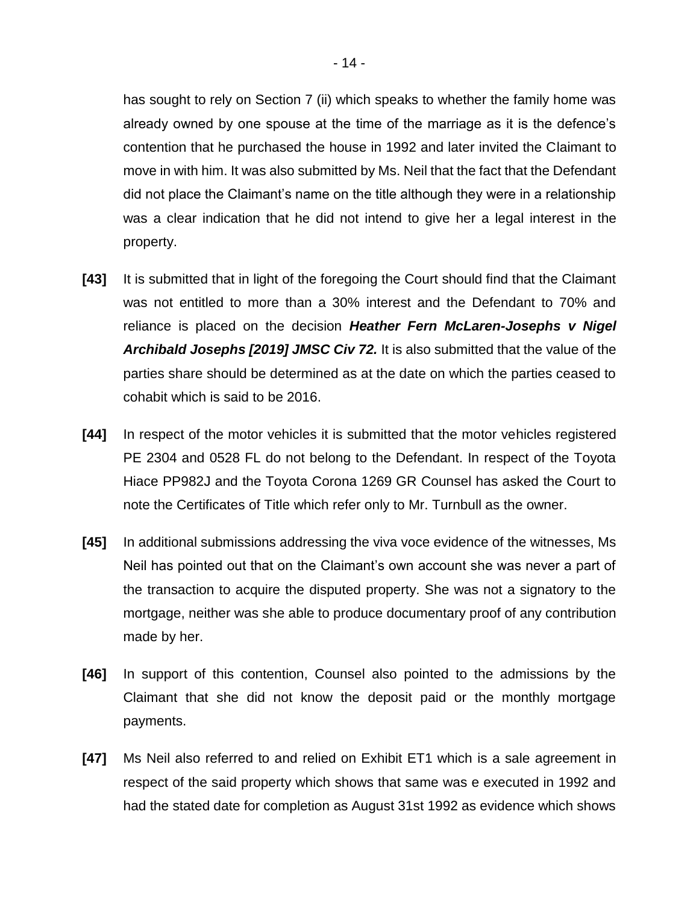has sought to rely on Section 7 (ii) which speaks to whether the family home was already owned by one spouse at the time of the marriage as it is the defence's contention that he purchased the house in 1992 and later invited the Claimant to move in with him. It was also submitted by Ms. Neil that the fact that the Defendant did not place the Claimant's name on the title although they were in a relationship was a clear indication that he did not intend to give her a legal interest in the property.

**[43]** It is submitted that in light of the foregoing the Court should find that the Claimant was not entitled to more than a 30% interest and the Defendant to 70% and reliance is placed on the decision ***Heather Fern McLaren-Josephs v Nigel Archibald Josephs [2019] JMSC Civ 72.*** It is also submitted that the value of the parties share should be determined as at the date on which the parties ceased to cohabit which is said to be 2016.

**[44]** In respect of the motor vehicles it is submitted that the motor vehicles registered PE 2304 and 0528 FL do not belong to the Defendant. In respect of the Toyota Hiace PP982J and the Toyota Corona 1269 GR Counsel has asked the Court to note the Certificates of Title which refer only to Mr. Turnbull as the owner.

**[45]** In additional submissions addressing the viva voce evidence of the witnesses, Ms Neil has pointed out that on the Claimant's own account she was never a part of the transaction to acquire the disputed property. She was not a signatory to the mortgage, neither was she able to produce documentary proof of any contribution made by her.

**[46]** In support of this contention, Counsel also pointed to the admissions by the Claimant that she did not know the deposit paid or the monthly mortgage payments.

**[47]** Ms Neil also referred to and relied on Exhibit ET1 which is a sale agreement in respect of the said property which shows that same was e executed in 1992 and had the stated date for completion as August 31st 1992 as evidence which shows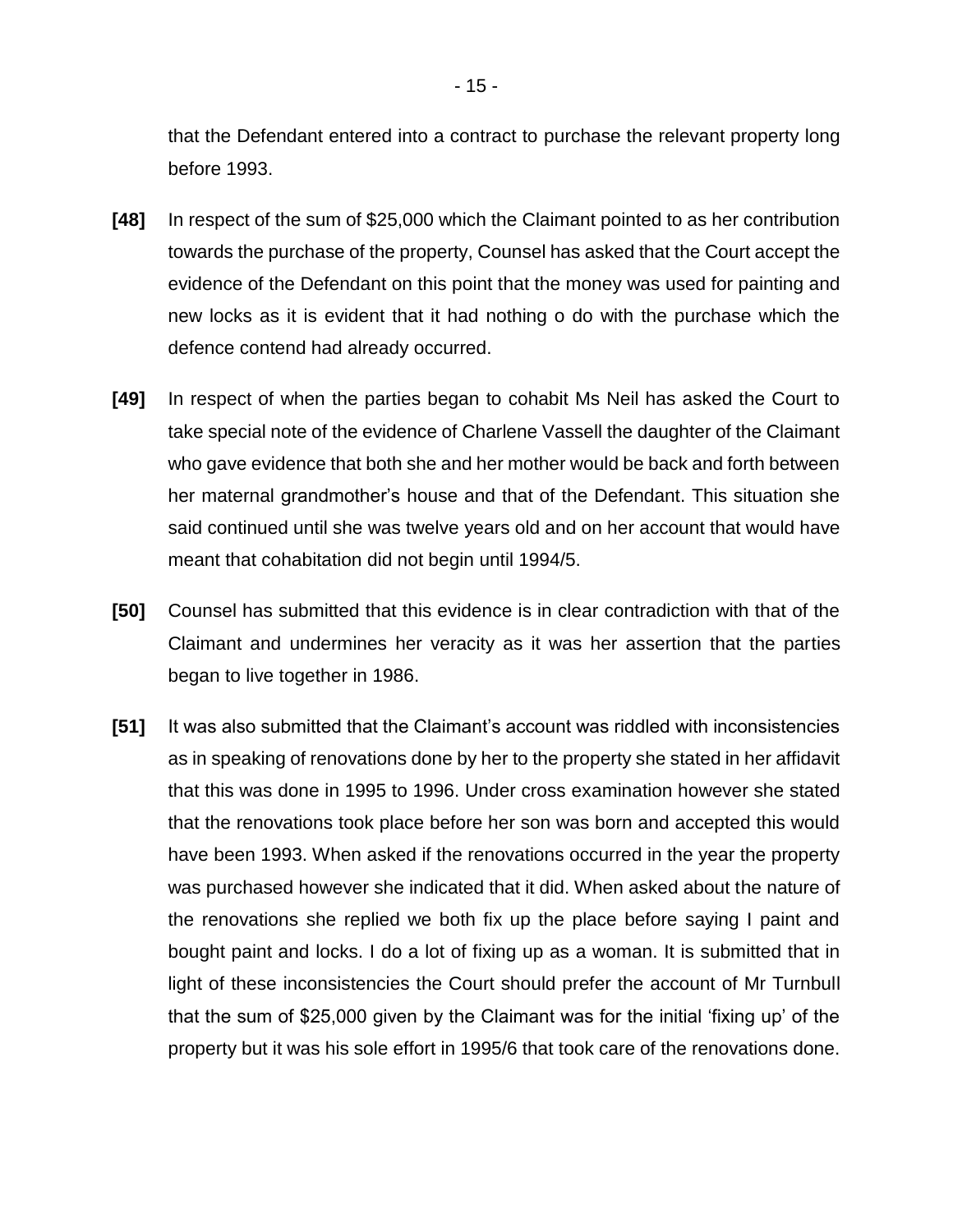that the Defendant entered into a contract to purchase the relevant property long before 1993.

**[48]** In respect of the sum of $25,000 which the Claimant pointed to as her contribution towards the purchase of the property, Counsel has asked that the Court accept the evidence of the Defendant on this point that the money was used for painting and new locks as it is evident that it had nothing o do with the purchase which the defence contend had already occurred.

**[49]** In respect of when the parties began to cohabit Ms Neil has asked the Court to take special note of the evidence of Charlene Vassell the daughter of the Claimant who gave evidence that both she and her mother would be back and forth between her maternal grandmother's house and that of the Defendant. This situation she said continued until she was twelve years old and on her account that would have meant that cohabitation did not begin until 1994/5.

**[50]** Counsel has submitted that this evidence is in clear contradiction with that of the Claimant and undermines her veracity as it was her assertion that the parties began to live together in 1986.

**[51]** It was also submitted that the Claimant's account was riddled with inconsistencies as in speaking of renovations done by her to the property she stated in her affidavit that this was done in 1995 to 1996. Under cross examination however she stated that the renovations took place before her son was born and accepted this would have been 1993. When asked if the renovations occurred in the year the property was purchased however she indicated that it did. When asked about the nature of the renovations she replied we both fix up the place before saying I paint and bought paint and locks. I do a lot of fixing up as a woman. It is submitted that in light of these inconsistencies the Court should prefer the account of Mr Turnbull that the sum of $25,000 given by the Claimant was for the initial 'fixing up' of the property but it was his sole effort in 1995/6 that took care of the renovations done.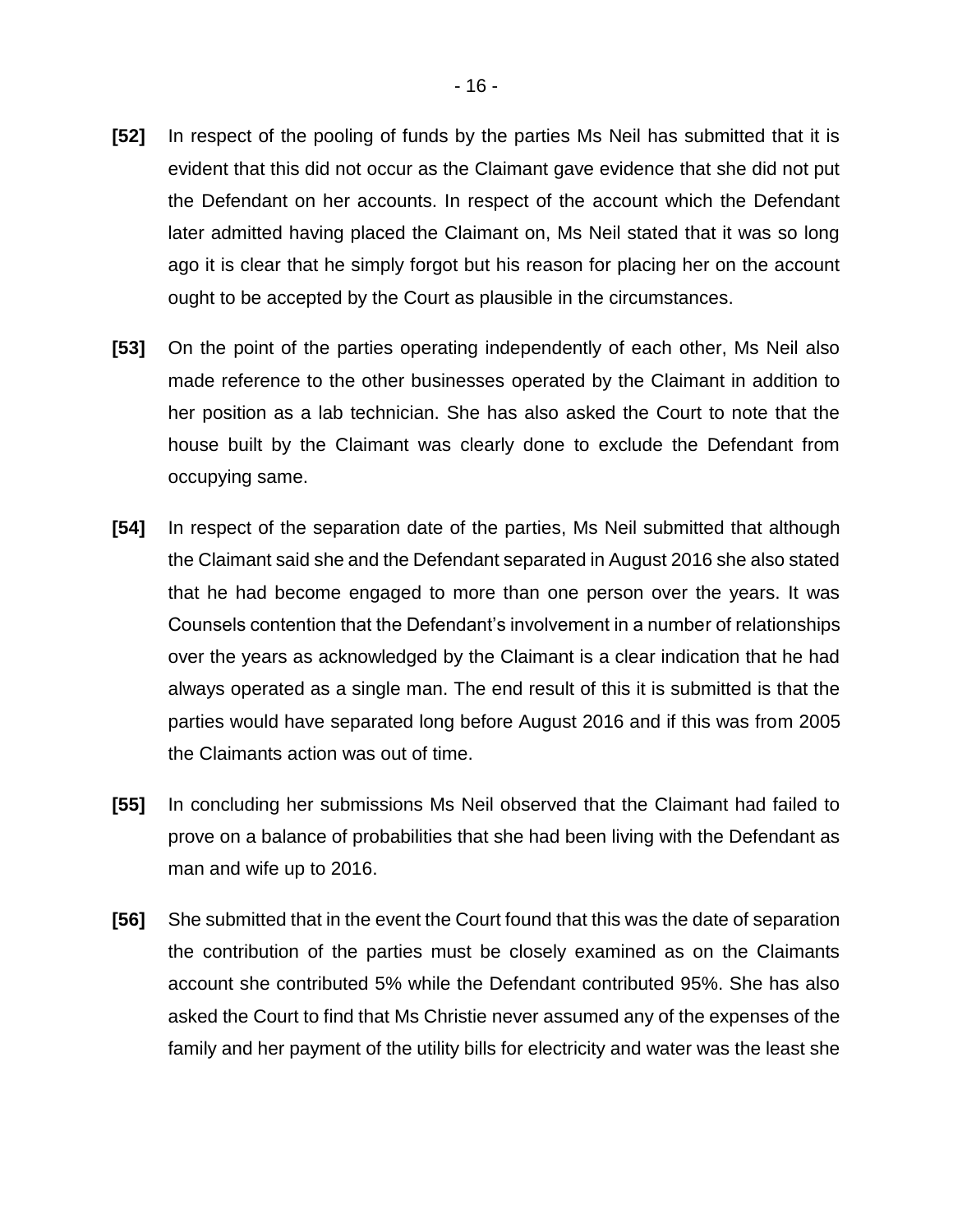**[52]** In respect of the pooling of funds by the parties Ms Neil has submitted that it is evident that this did not occur as the Claimant gave evidence that she did not put the Defendant on her accounts. In respect of the account which the Defendant later admitted having placed the Claimant on, Ms Neil stated that it was so long ago it is clear that he simply forgot but his reason for placing her on the account ought to be accepted by the Court as plausible in the circumstances.

**[53]** On the point of the parties operating independently of each other, Ms Neil also made reference to the other businesses operated by the Claimant in addition to her position as a lab technician. She has also asked the Court to note that the house built by the Claimant was clearly done to exclude the Defendant from occupying same.

**[54]** In respect of the separation date of the parties, Ms Neil submitted that although the Claimant said she and the Defendant separated in August 2016 she also stated that he had become engaged to more than one person over the years. It was Counsels contention that the Defendant's involvement in a number of relationships over the years as acknowledged by the Claimant is a clear indication that he had always operated as a single man. The end result of this it is submitted is that the parties would have separated long before August 2016 and if this was from 2005 the Claimants action was out of time.

**[55]** In concluding her submissions Ms Neil observed that the Claimant had failed to prove on a balance of probabilities that she had been living with the Defendant as man and wife up to 2016.

**[56]** She submitted that in the event the Court found that this was the date of separation the contribution of the parties must be closely examined as on the Claimants account she contributed 5% while the Defendant contributed 95%. She has also asked the Court to find that Ms Christie never assumed any of the expenses of the family and her payment of the utility bills for electricity and water was the least she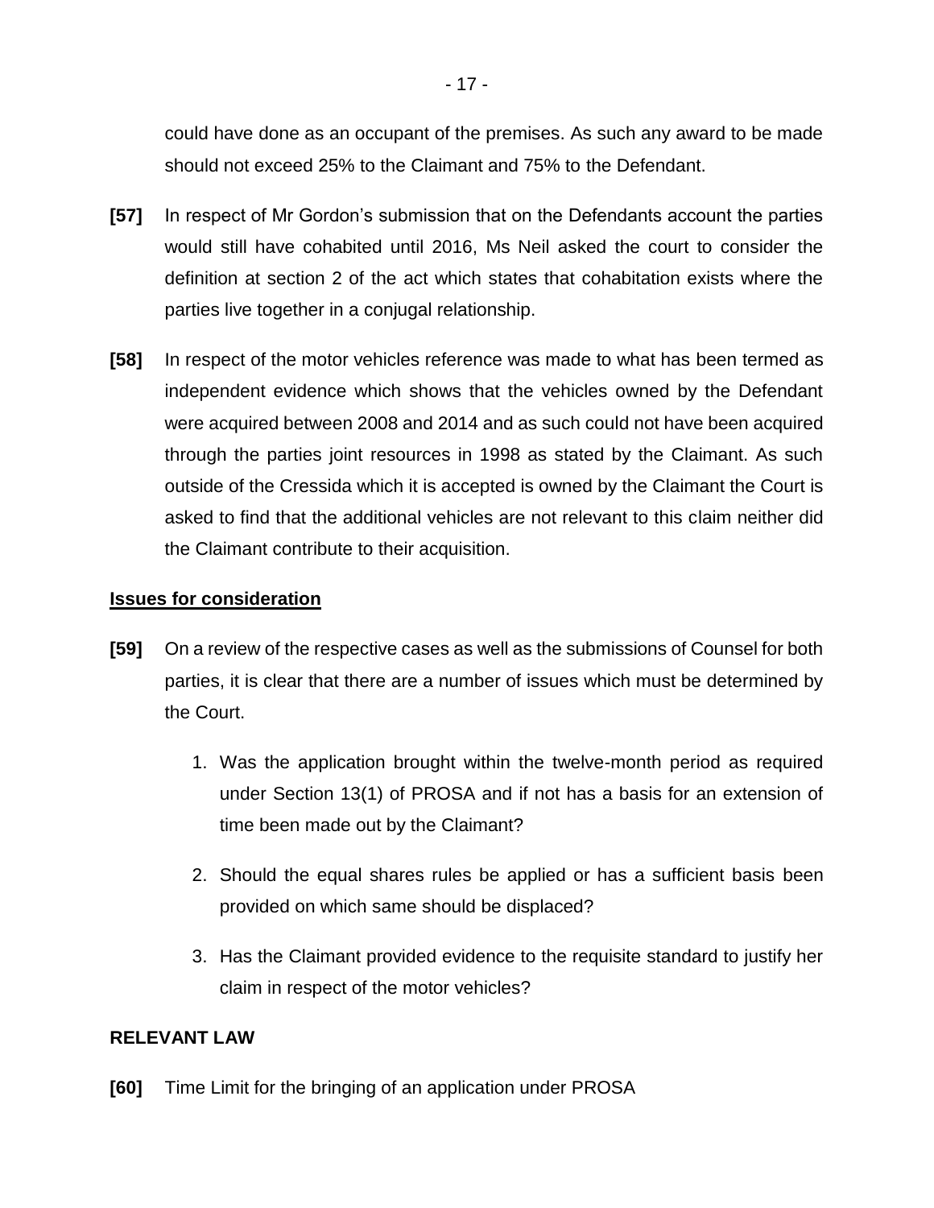could have done as an occupant of the premises. As such any award to be made should not exceed 25% to the Claimant and 75% to the Defendant.

**[57]** In respect of Mr Gordon's submission that on the Defendants account the parties would still have cohabited until 2016, Ms Neil asked the court to consider the definition at section 2 of the act which states that cohabitation exists where the parties live together in a conjugal relationship.

**[58]** In respect of the motor vehicles reference was made to what has been termed as independent evidence which shows that the vehicles owned by the Defendant were acquired between 2008 and 2014 and as such could not have been acquired through the parties joint resources in 1998 as stated by the Claimant. As such outside of the Cressida which it is accepted is owned by the Claimant the Court is asked to find that the additional vehicles are not relevant to this claim neither did the Claimant contribute to their acquisition.

## Issues for consideration

**[59]** On a review of the respective cases as well as the submissions of Counsel for both parties, it is clear that there are a number of issues which must be determined by the Court.

1. Was the application brought within the twelve-month period as required under Section 13(1) of PROSA and if not has a basis for an extension of time been made out by the Claimant?

2. Should the equal shares rules be applied or has a sufficient basis been provided on which same should be displaced?

3. Has the Claimant provided evidence to the requisite standard to justify her claim in respect of the motor vehicles?

## RELEVANT LAW

**[60]** Time Limit for the bringing of an application under PROSA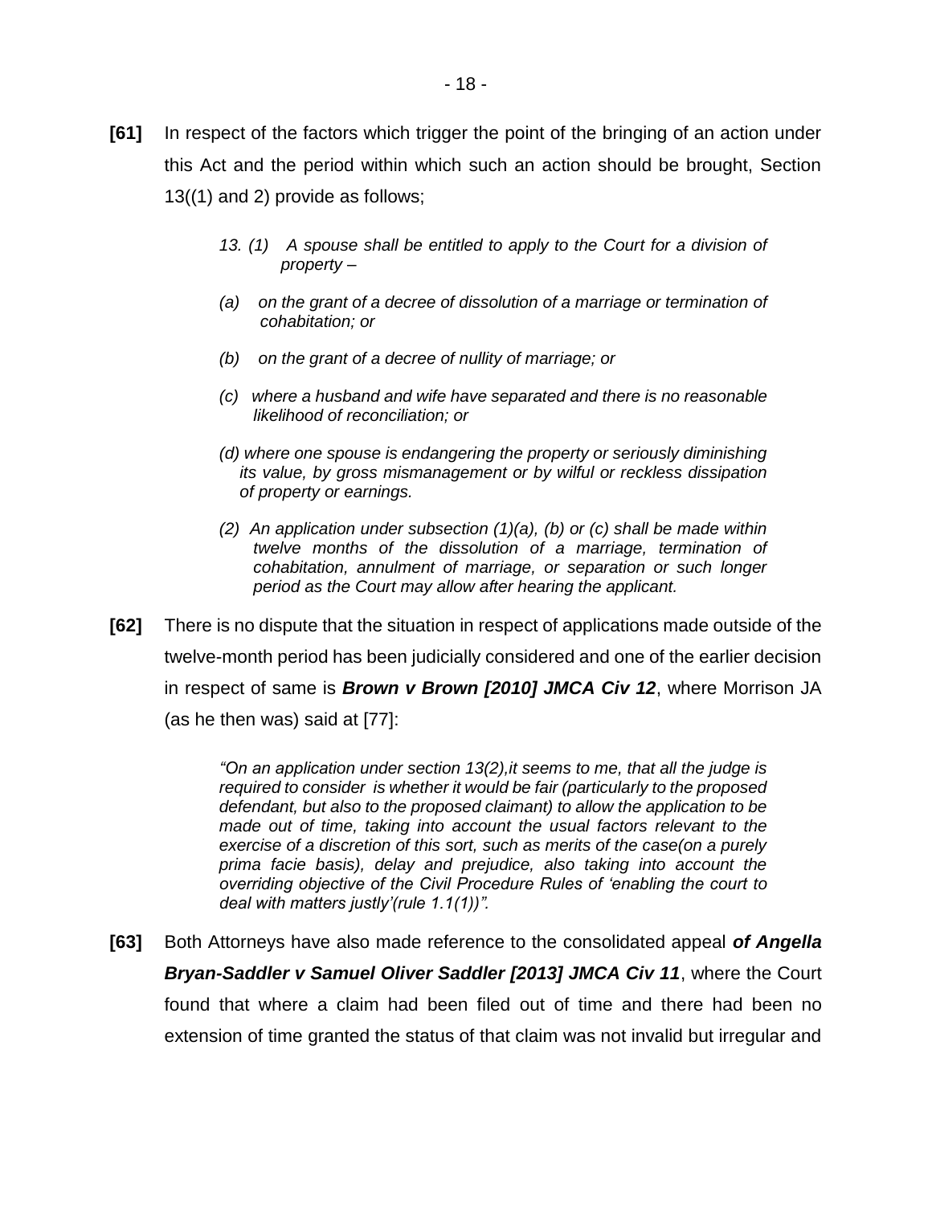**[61]** In respect of the factors which trigger the point of the bringing of an action under this Act and the period within which such an action should be brought, Section 13((1) and 2) provide as follows;

> *13. (1) A spouse shall be entitled to apply to the Court for a division of property –*
>
> *(a) on the grant of a decree of dissolution of a marriage or termination of cohabitation; or*
>
> *(b) on the grant of a decree of nullity of marriage; or*
>
> *(c) where a husband and wife have separated and there is no reasonable likelihood of reconciliation; or*
>
> *(d) where one spouse is endangering the property or seriously diminishing its value, by gross mismanagement or by wilful or reckless dissipation of property or earnings.*
>
> *(2) An application under subsection (1)(a), (b) or (c) shall be made within twelve months of the dissolution of a marriage, termination of cohabitation, annulment of marriage, or separation or such longer period as the Court may allow after hearing the applicant.*

**[62]** There is no dispute that the situation in respect of applications made outside of the twelve-month period has been judicially considered and one of the earlier decision in respect of same is ***Brown v Brown [2010] JMCA Civ 12***, where Morrison JA (as he then was) said at [77]:

> *"On an application under section 13(2),it seems to me, that all the judge is required to consider is whether it would be fair (particularly to the proposed defendant, but also to the proposed claimant) to allow the application to be made out of time, taking into account the usual factors relevant to the exercise of a discretion of this sort, such as merits of the case(on a purely prima facie basis), delay and prejudice, also taking into account the overriding objective of the Civil Procedure Rules of 'enabling the court to deal with matters justly'(rule 1.1(1))".*

**[63]** Both Attorneys have also made reference to the consolidated appeal ***of Angella Bryan-Saddler v Samuel Oliver Saddler [2013] JMCA Civ 11***, where the Court found that where a claim had been filed out of time and there had been no extension of time granted the status of that claim was not invalid but irregular and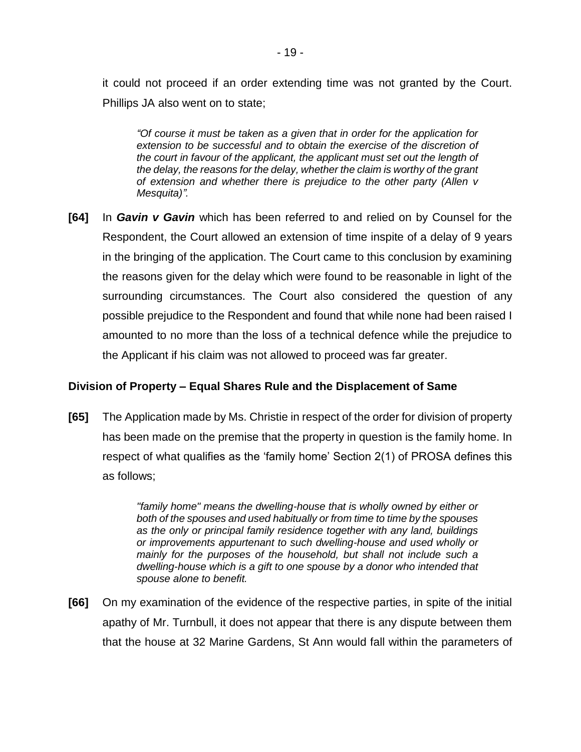it could not proceed if an order extending time was not granted by the Court. Phillips JA also went on to state;

> *"Of course it must be taken as a given that in order for the application for extension to be successful and to obtain the exercise of the discretion of the court in favour of the applicant, the applicant must set out the length of the delay, the reasons for the delay, whether the claim is worthy of the grant of extension and whether there is prejudice to the other party (Allen v Mesquita)".*

**[64]** In ***Gavin v Gavin*** which has been referred to and relied on by Counsel for the Respondent, the Court allowed an extension of time inspite of a delay of 9 years in the bringing of the application. The Court came to this conclusion by examining the reasons given for the delay which were found to be reasonable in light of the surrounding circumstances. The Court also considered the question of any possible prejudice to the Respondent and found that while none had been raised I amounted to no more than the loss of a technical defence while the prejudice to the Applicant if his claim was not allowed to proceed was far greater.

**Division of Property – Equal Shares Rule and the Displacement of Same**

**[65]** The Application made by Ms. Christie in respect of the order for division of property has been made on the premise that the property in question is the family home. In respect of what qualifies as the 'family home' Section 2(1) of PROSA defines this as follows;

> *"family home" means the dwelling-house that is wholly owned by either or both of the spouses and used habitually or from time to time by the spouses as the only or principal family residence together with any land, buildings or improvements appurtenant to such dwelling-house and used wholly or mainly for the purposes of the household, but shall not include such a dwelling-house which is a gift to one spouse by a donor who intended that spouse alone to benefit.*

**[66]** On my examination of the evidence of the respective parties, in spite of the initial apathy of Mr. Turnbull, it does not appear that there is any dispute between them that the house at 32 Marine Gardens, St Ann would fall within the parameters of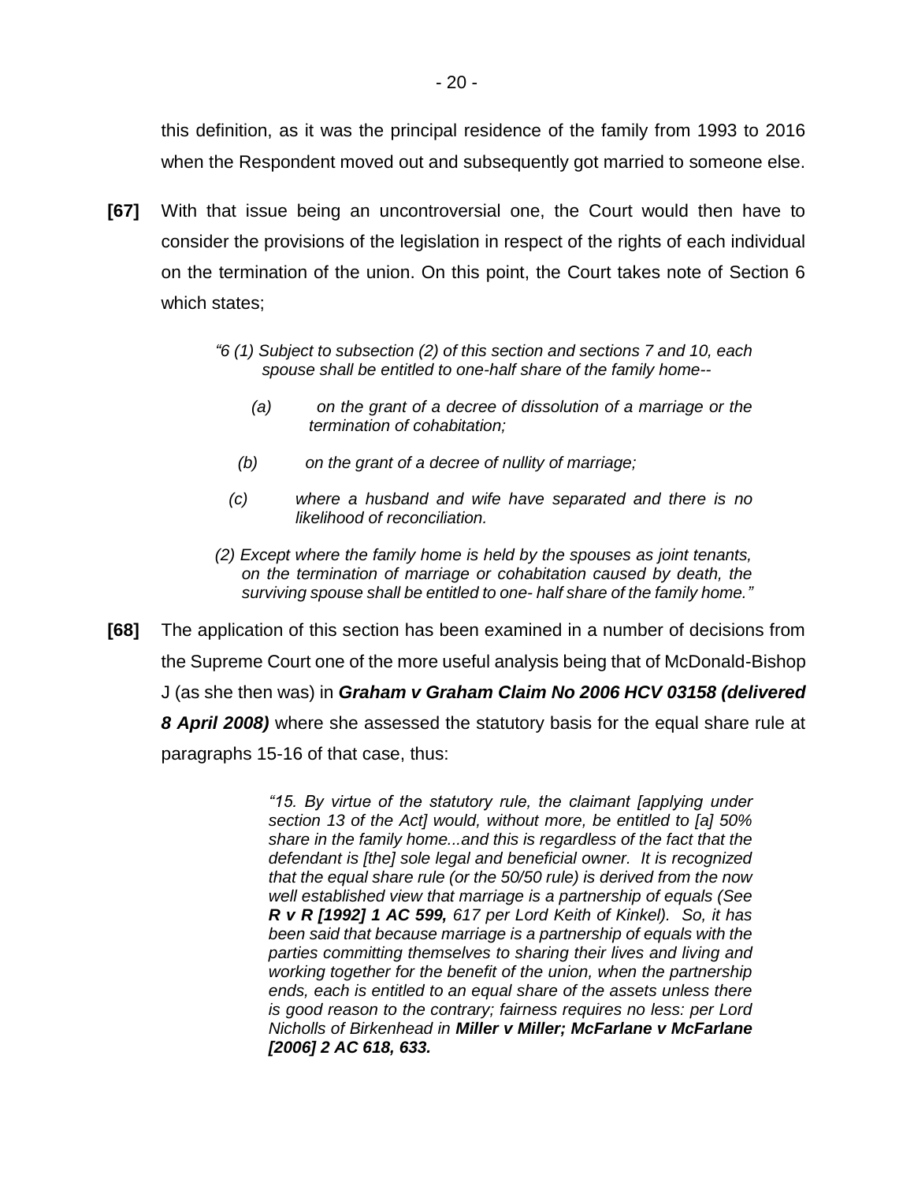this definition, as it was the principal residence of the family from 1993 to 2016 when the Respondent moved out and subsequently got married to someone else.

**[67]** With that issue being an uncontroversial one, the Court would then have to consider the provisions of the legislation in respect of the rights of each individual on the termination of the union. On this point, the Court takes note of Section 6 which states;

> *"6 (1) Subject to subsection (2) of this section and sections 7 and 10, each spouse shall be entitled to one-half share of the family home--*
>
> *(a) on the grant of a decree of dissolution of a marriage or the termination of cohabitation;*
>
> *(b) on the grant of a decree of nullity of marriage;*
>
> *(c) where a husband and wife have separated and there is no likelihood of reconciliation.*
>
> *(2) Except where the family home is held by the spouses as joint tenants, on the termination of marriage or cohabitation caused by death, the surviving spouse shall be entitled to one- half share of the family home."*

**[68]** The application of this section has been examined in a number of decisions from the Supreme Court one of the more useful analysis being that of McDonald-Bishop J (as she then was) in ***Graham v Graham Claim No 2006 HCV 03158 (delivered 8 April 2008)*** where she assessed the statutory basis for the equal share rule at paragraphs 15-16 of that case, thus:

> *"15. By virtue of the statutory rule, the claimant [applying under section 13 of the Act] would, without more, be entitled to [a] 50% share in the family home...and this is regardless of the fact that the defendant is [the] sole legal and beneficial owner. It is recognized that the equal share rule (or the 50/50 rule) is derived from the now well established view that marriage is a partnership of equals (See* ***R v R [1992] 1 AC 599,*** *617 per Lord Keith of Kinkel). So, it has been said that because marriage is a partnership of equals with the parties committing themselves to sharing their lives and living and working together for the benefit of the union, when the partnership ends, each is entitled to an equal share of the assets unless there is good reason to the contrary; fairness requires no less: per Lord Nicholls of Birkenhead in* ***Miller v Miller; McFarlane v McFarlane [2006] 2 AC 618, 633.***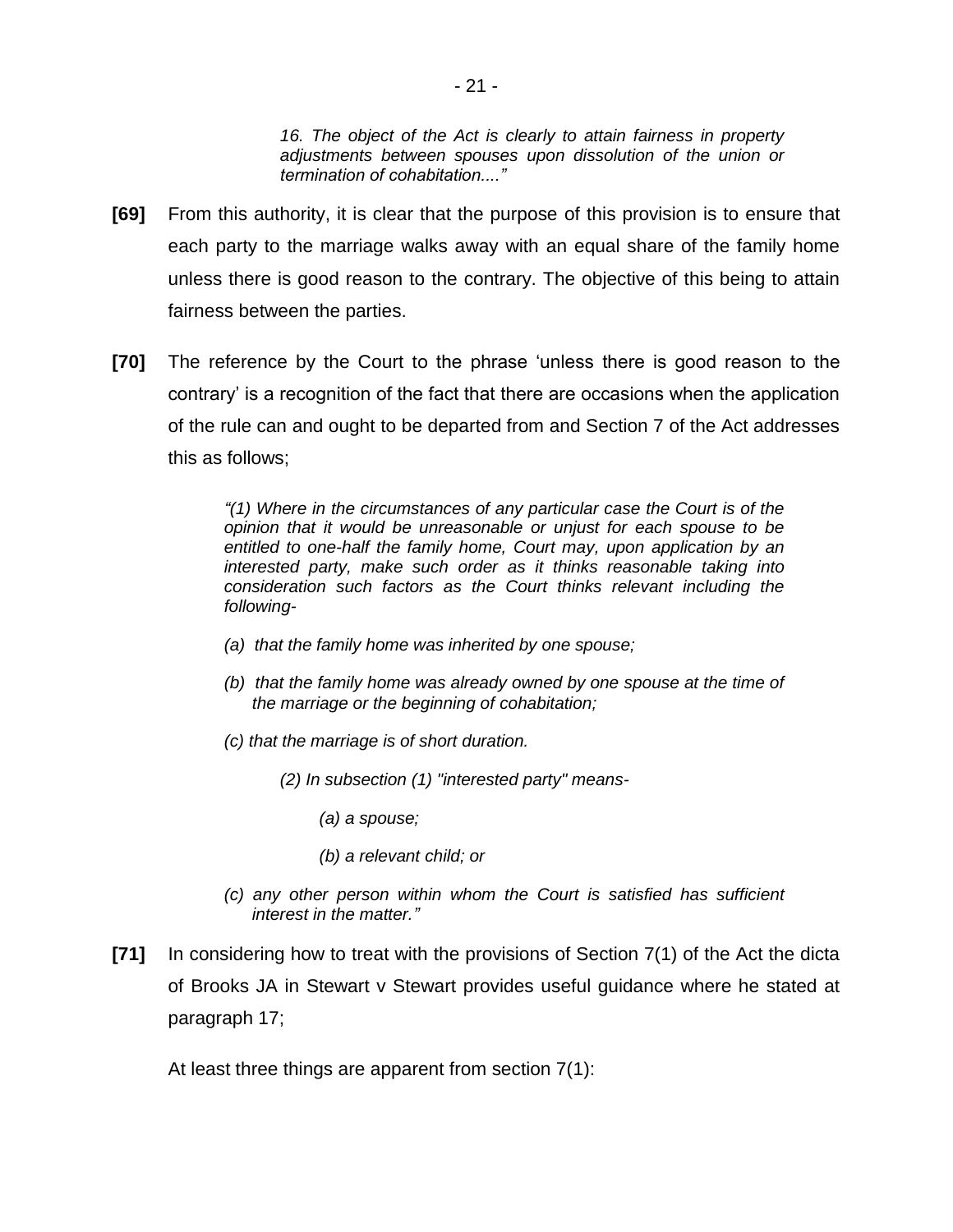> *16. The object of the Act is clearly to attain fairness in property adjustments between spouses upon dissolution of the union or termination of cohabitation...."*

**[69]** From this authority, it is clear that the purpose of this provision is to ensure that each party to the marriage walks away with an equal share of the family home unless there is good reason to the contrary. The objective of this being to attain fairness between the parties.

**[70]** The reference by the Court to the phrase 'unless there is good reason to the contrary' is a recognition of the fact that there are occasions when the application of the rule can and ought to be departed from and Section 7 of the Act addresses this as follows;

> *"(1) Where in the circumstances of any particular case the Court is of the opinion that it would be unreasonable or unjust for each spouse to be entitled to one-half the family home, Court may, upon application by an interested party, make such order as it thinks reasonable taking into consideration such factors as the Court thinks relevant including the following-*
>
> *(a) that the family home was inherited by one spouse;*
>
> *(b) that the family home was already owned by one spouse at the time of the marriage or the beginning of cohabitation;*
>
> *(c) that the marriage is of short duration.*
>
> *(2) In subsection (1) "interested party" means-*
>
> *(a) a spouse;*
>
> *(b) a relevant child; or*
>
> *(c) any other person within whom the Court is satisfied has sufficient interest in the matter."*

**[71]** In considering how to treat with the provisions of Section 7(1) of the Act the dicta of Brooks JA in Stewart v Stewart provides useful guidance where he stated at paragraph 17;

At least three things are apparent from section 7(1):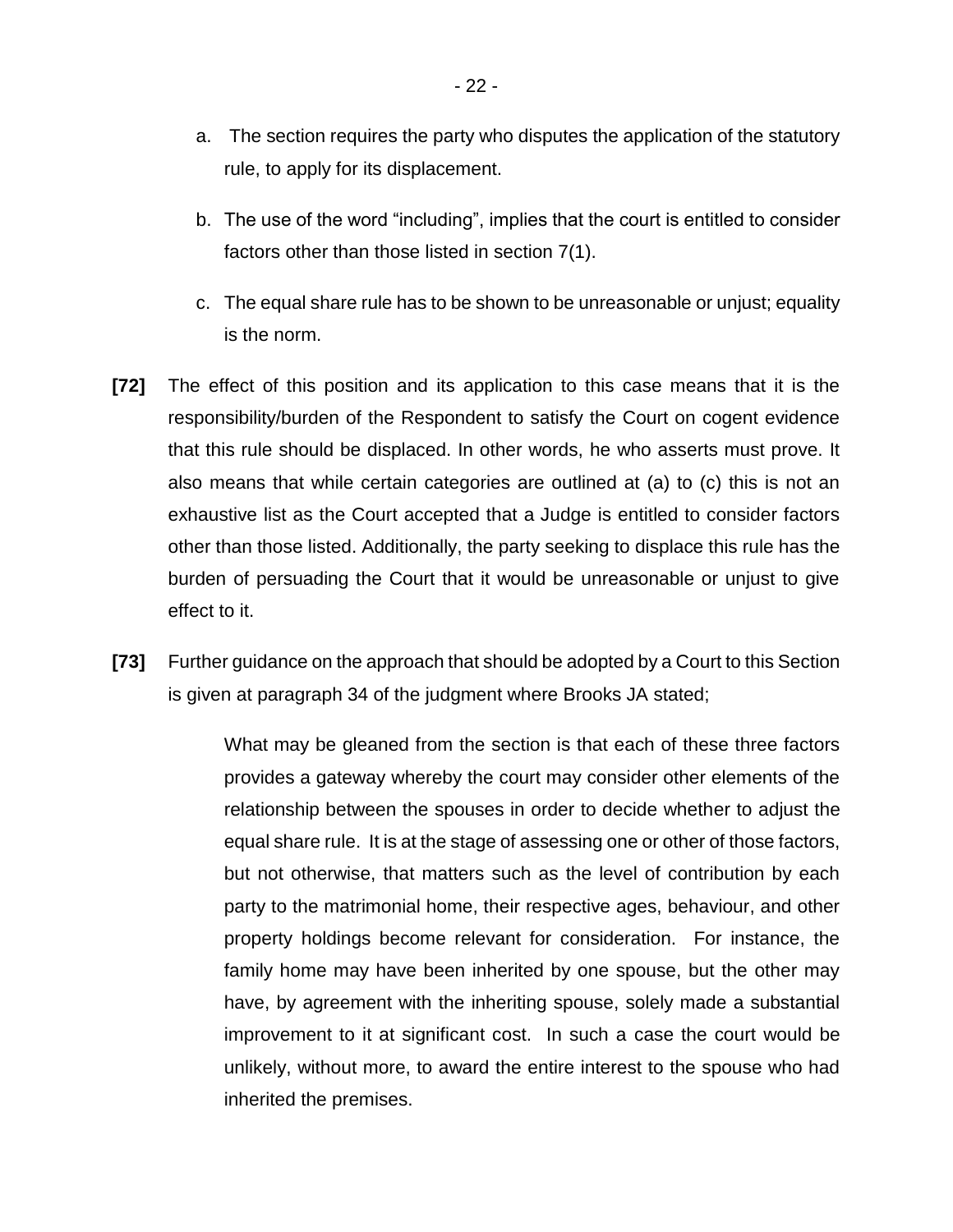a. The section requires the party who disputes the application of the statutory rule, to apply for its displacement.

b. The use of the word "including", implies that the court is entitled to consider factors other than those listed in section 7(1).

c. The equal share rule has to be shown to be unreasonable or unjust; equality is the norm.

**[72]** The effect of this position and its application to this case means that it is the responsibility/burden of the Respondent to satisfy the Court on cogent evidence that this rule should be displaced. In other words, he who asserts must prove. It also means that while certain categories are outlined at (a) to (c) this is not an exhaustive list as the Court accepted that a Judge is entitled to consider factors other than those listed. Additionally, the party seeking to displace this rule has the burden of persuading the Court that it would be unreasonable or unjust to give effect to it.

**[73]** Further guidance on the approach that should be adopted by a Court to this Section is given at paragraph 34 of the judgment where Brooks JA stated;

> What may be gleaned from the section is that each of these three factors provides a gateway whereby the court may consider other elements of the relationship between the spouses in order to decide whether to adjust the equal share rule. It is at the stage of assessing one or other of those factors, but not otherwise, that matters such as the level of contribution by each party to the matrimonial home, their respective ages, behaviour, and other property holdings become relevant for consideration. For instance, the family home may have been inherited by one spouse, but the other may have, by agreement with the inheriting spouse, solely made a substantial improvement to it at significant cost. In such a case the court would be unlikely, without more, to award the entire interest to the spouse who had inherited the premises.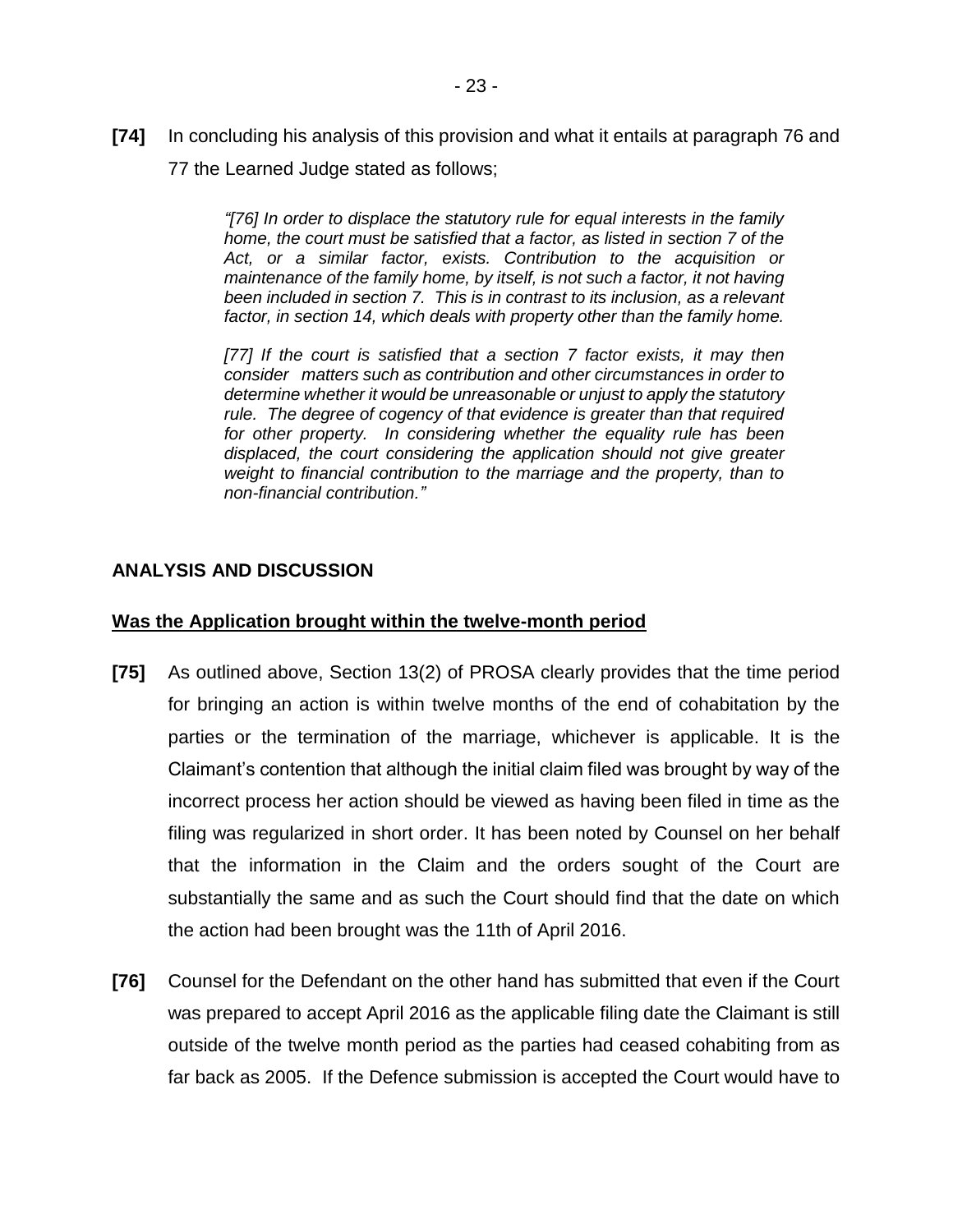**[74]** In concluding his analysis of this provision and what it entails at paragraph 76 and 77 the Learned Judge stated as follows;

> *"[76] In order to displace the statutory rule for equal interests in the family home, the court must be satisfied that a factor, as listed in section 7 of the Act, or a similar factor, exists. Contribution to the acquisition or maintenance of the family home, by itself, is not such a factor, it not having been included in section 7. This is in contrast to its inclusion, as a relevant factor, in section 14, which deals with property other than the family home.*
>
> *[77] If the court is satisfied that a section 7 factor exists, it may then consider matters such as contribution and other circumstances in order to determine whether it would be unreasonable or unjust to apply the statutory rule. The degree of cogency of that evidence is greater than that required for other property. In considering whether the equality rule has been displaced, the court considering the application should not give greater weight to financial contribution to the marriage and the property, than to non-financial contribution."*

## ANALYSIS AND DISCUSSION

### Was the Application brought within the twelve-month period

**[75]** As outlined above, Section 13(2) of PROSA clearly provides that the time period for bringing an action is within twelve months of the end of cohabitation by the parties or the termination of the marriage, whichever is applicable. It is the Claimant's contention that although the initial claim filed was brought by way of the incorrect process her action should be viewed as having been filed in time as the filing was regularized in short order. It has been noted by Counsel on her behalf that the information in the Claim and the orders sought of the Court are substantially the same and as such the Court should find that the date on which the action had been brought was the 11th of April 2016.

**[76]** Counsel for the Defendant on the other hand has submitted that even if the Court was prepared to accept April 2016 as the applicable filing date the Claimant is still outside of the twelve month period as the parties had ceased cohabiting from as far back as 2005. If the Defence submission is accepted the Court would have to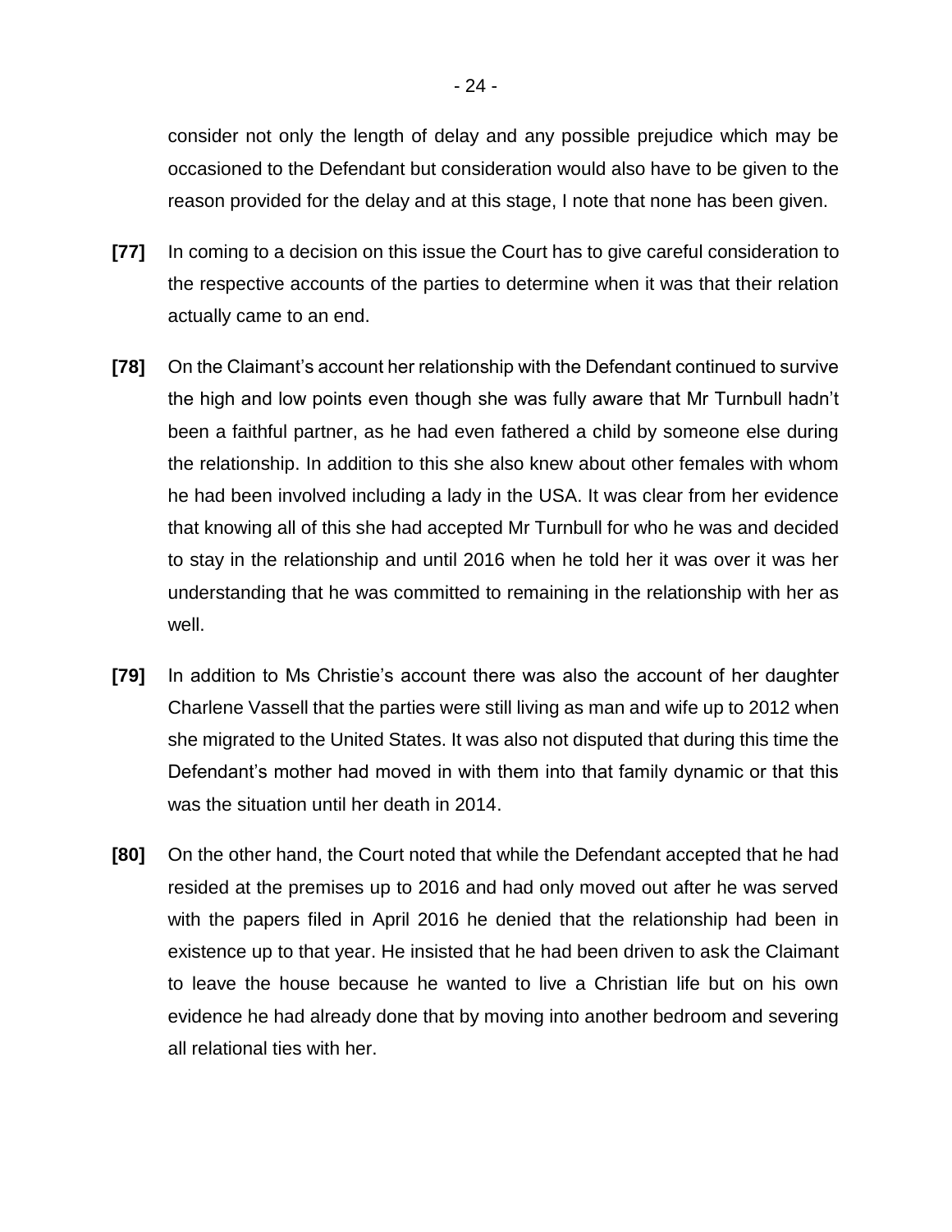consider not only the length of delay and any possible prejudice which may be occasioned to the Defendant but consideration would also have to be given to the reason provided for the delay and at this stage, I note that none has been given.

**[77]** In coming to a decision on this issue the Court has to give careful consideration to the respective accounts of the parties to determine when it was that their relation actually came to an end.

**[78]** On the Claimant's account her relationship with the Defendant continued to survive the high and low points even though she was fully aware that Mr Turnbull hadn't been a faithful partner, as he had even fathered a child by someone else during the relationship. In addition to this she also knew about other females with whom he had been involved including a lady in the USA. It was clear from her evidence that knowing all of this she had accepted Mr Turnbull for who he was and decided to stay in the relationship and until 2016 when he told her it was over it was her understanding that he was committed to remaining in the relationship with her as well.

**[79]** In addition to Ms Christie's account there was also the account of her daughter Charlene Vassell that the parties were still living as man and wife up to 2012 when she migrated to the United States. It was also not disputed that during this time the Defendant's mother had moved in with them into that family dynamic or that this was the situation until her death in 2014.

**[80]** On the other hand, the Court noted that while the Defendant accepted that he had resided at the premises up to 2016 and had only moved out after he was served with the papers filed in April 2016 he denied that the relationship had been in existence up to that year. He insisted that he had been driven to ask the Claimant to leave the house because he wanted to live a Christian life but on his own evidence he had already done that by moving into another bedroom and severing all relational ties with her.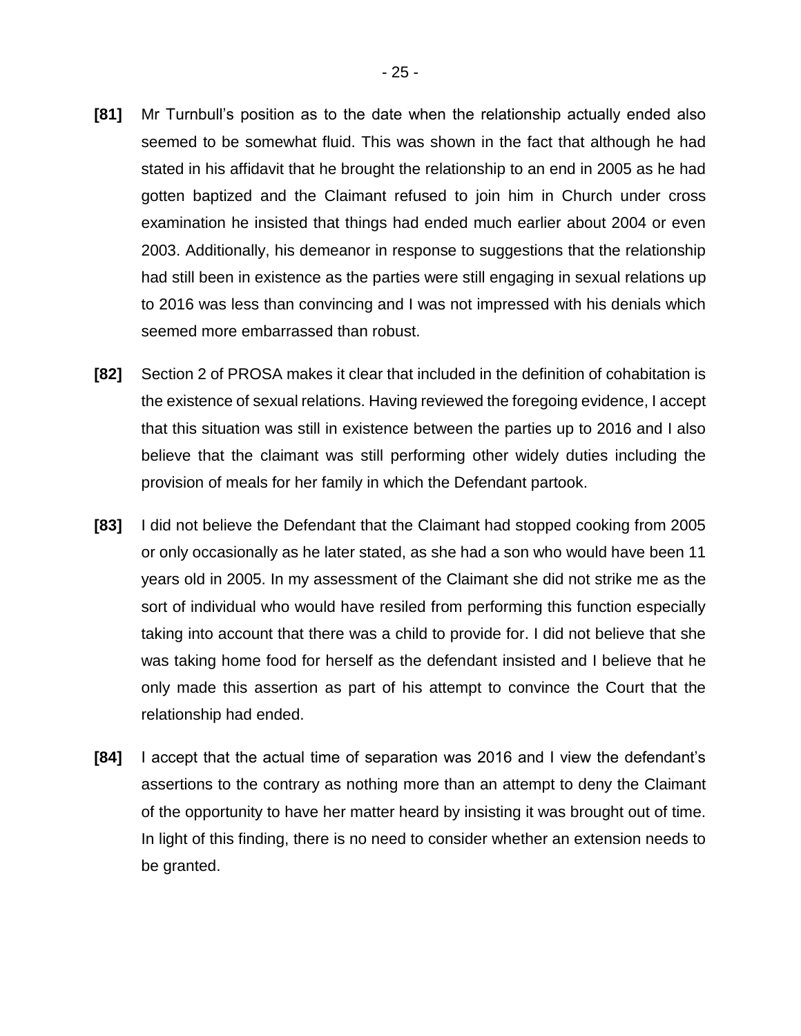**[81]** Mr Turnbull's position as to the date when the relationship actually ended also seemed to be somewhat fluid. This was shown in the fact that although he had stated in his affidavit that he brought the relationship to an end in 2005 as he had gotten baptized and the Claimant refused to join him in Church under cross examination he insisted that things had ended much earlier about 2004 or even 2003. Additionally, his demeanor in response to suggestions that the relationship had still been in existence as the parties were still engaging in sexual relations up to 2016 was less than convincing and I was not impressed with his denials which seemed more embarrassed than robust.

**[82]** Section 2 of PROSA makes it clear that included in the definition of cohabitation is the existence of sexual relations. Having reviewed the foregoing evidence, I accept that this situation was still in existence between the parties up to 2016 and I also believe that the claimant was still performing other widely duties including the provision of meals for her family in which the Defendant partook.

**[83]** I did not believe the Defendant that the Claimant had stopped cooking from 2005 or only occasionally as he later stated, as she had a son who would have been 11 years old in 2005. In my assessment of the Claimant she did not strike me as the sort of individual who would have resiled from performing this function especially taking into account that there was a child to provide for. I did not believe that she was taking home food for herself as the defendant insisted and I believe that he only made this assertion as part of his attempt to convince the Court that the relationship had ended.

**[84]** I accept that the actual time of separation was 2016 and I view the defendant's assertions to the contrary as nothing more than an attempt to deny the Claimant of the opportunity to have her matter heard by insisting it was brought out of time. In light of this finding, there is no need to consider whether an extension needs to be granted.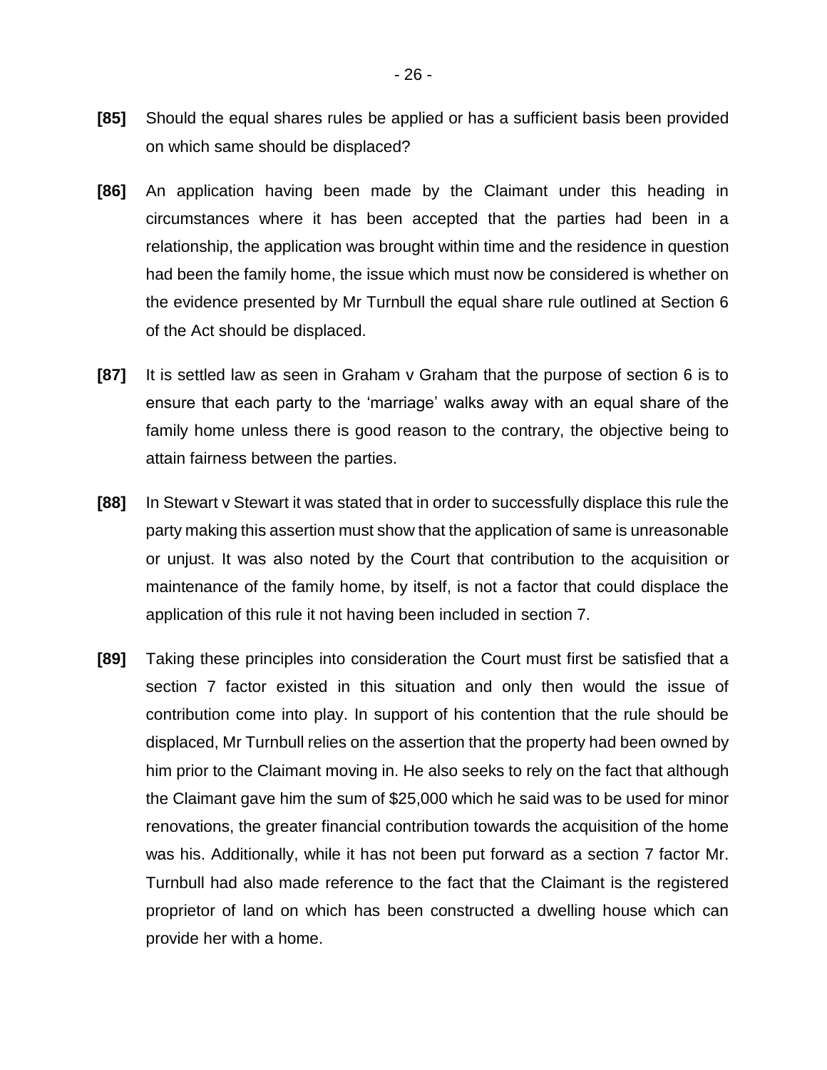**[85]** Should the equal shares rules be applied or has a sufficient basis been provided on which same should be displaced?

**[86]** An application having been made by the Claimant under this heading in circumstances where it has been accepted that the parties had been in a relationship, the application was brought within time and the residence in question had been the family home, the issue which must now be considered is whether on the evidence presented by Mr Turnbull the equal share rule outlined at Section 6 of the Act should be displaced.

**[87]** It is settled law as seen in Graham v Graham that the purpose of section 6 is to ensure that each party to the 'marriage' walks away with an equal share of the family home unless there is good reason to the contrary, the objective being to attain fairness between the parties.

**[88]** In Stewart v Stewart it was stated that in order to successfully displace this rule the party making this assertion must show that the application of same is unreasonable or unjust. It was also noted by the Court that contribution to the acquisition or maintenance of the family home, by itself, is not a factor that could displace the application of this rule it not having been included in section 7.

**[89]** Taking these principles into consideration the Court must first be satisfied that a section 7 factor existed in this situation and only then would the issue of contribution come into play. In support of his contention that the rule should be displaced, Mr Turnbull relies on the assertion that the property had been owned by him prior to the Claimant moving in. He also seeks to rely on the fact that although the Claimant gave him the sum of $25,000 which he said was to be used for minor renovations, the greater financial contribution towards the acquisition of the home was his. Additionally, while it has not been put forward as a section 7 factor Mr. Turnbull had also made reference to the fact that the Claimant is the registered proprietor of land on which has been constructed a dwelling house which can provide her with a home.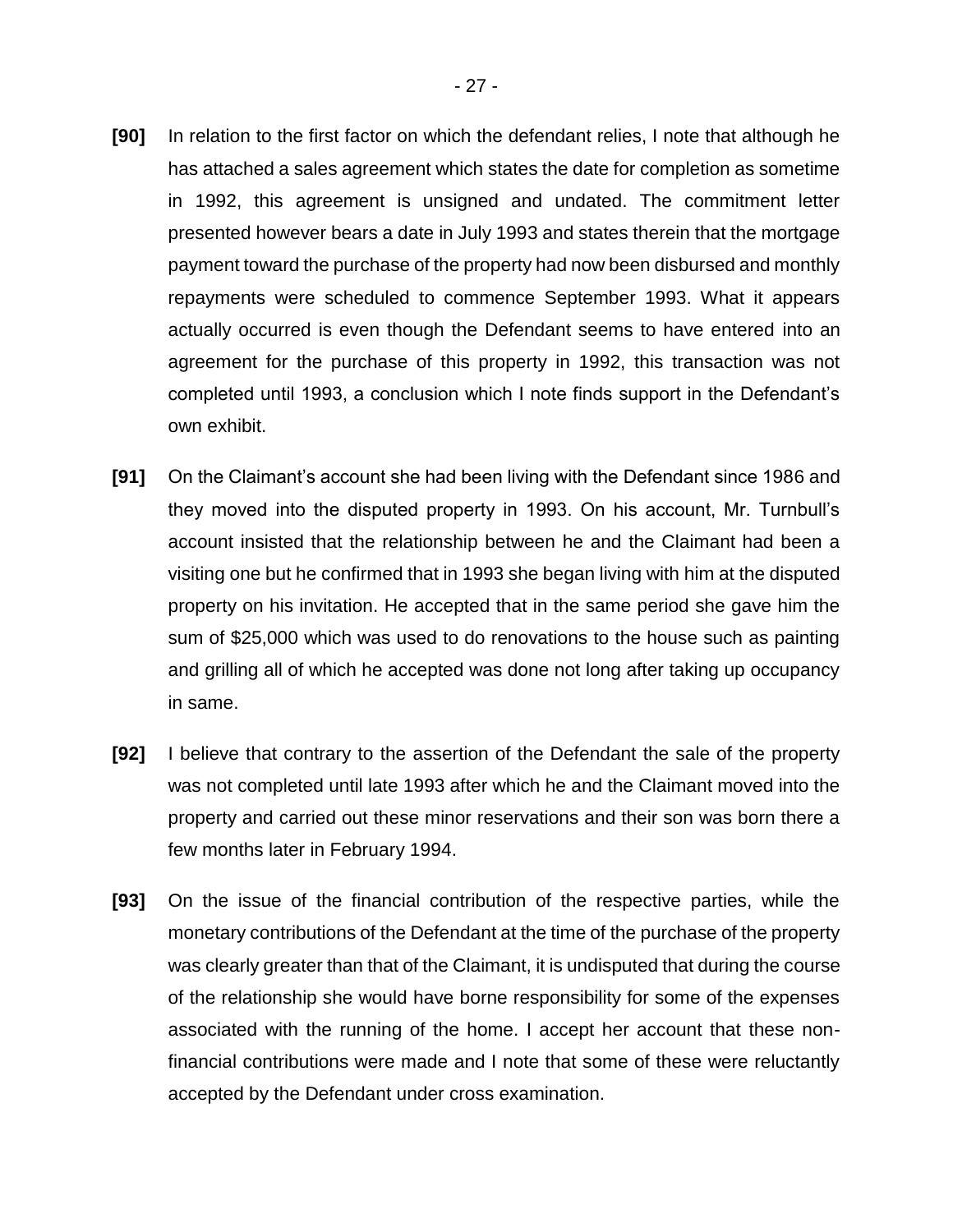**[90]** In relation to the first factor on which the defendant relies, I note that although he has attached a sales agreement which states the date for completion as sometime in 1992, this agreement is unsigned and undated. The commitment letter presented however bears a date in July 1993 and states therein that the mortgage payment toward the purchase of the property had now been disbursed and monthly repayments were scheduled to commence September 1993. What it appears actually occurred is even though the Defendant seems to have entered into an agreement for the purchase of this property in 1992, this transaction was not completed until 1993, a conclusion which I note finds support in the Defendant's own exhibit.

**[91]** On the Claimant's account she had been living with the Defendant since 1986 and they moved into the disputed property in 1993. On his account, Mr. Turnbull's account insisted that the relationship between he and the Claimant had been a visiting one but he confirmed that in 1993 she began living with him at the disputed property on his invitation. He accepted that in the same period she gave him the sum of $25,000 which was used to do renovations to the house such as painting and grilling all of which he accepted was done not long after taking up occupancy in same.

**[92]** I believe that contrary to the assertion of the Defendant the sale of the property was not completed until late 1993 after which he and the Claimant moved into the property and carried out these minor reservations and their son was born there a few months later in February 1994.

**[93]** On the issue of the financial contribution of the respective parties, while the monetary contributions of the Defendant at the time of the purchase of the property was clearly greater than that of the Claimant, it is undisputed that during the course of the relationship she would have borne responsibility for some of the expenses associated with the running of the home. I accept her account that these non-financial contributions were made and I note that some of these were reluctantly accepted by the Defendant under cross examination.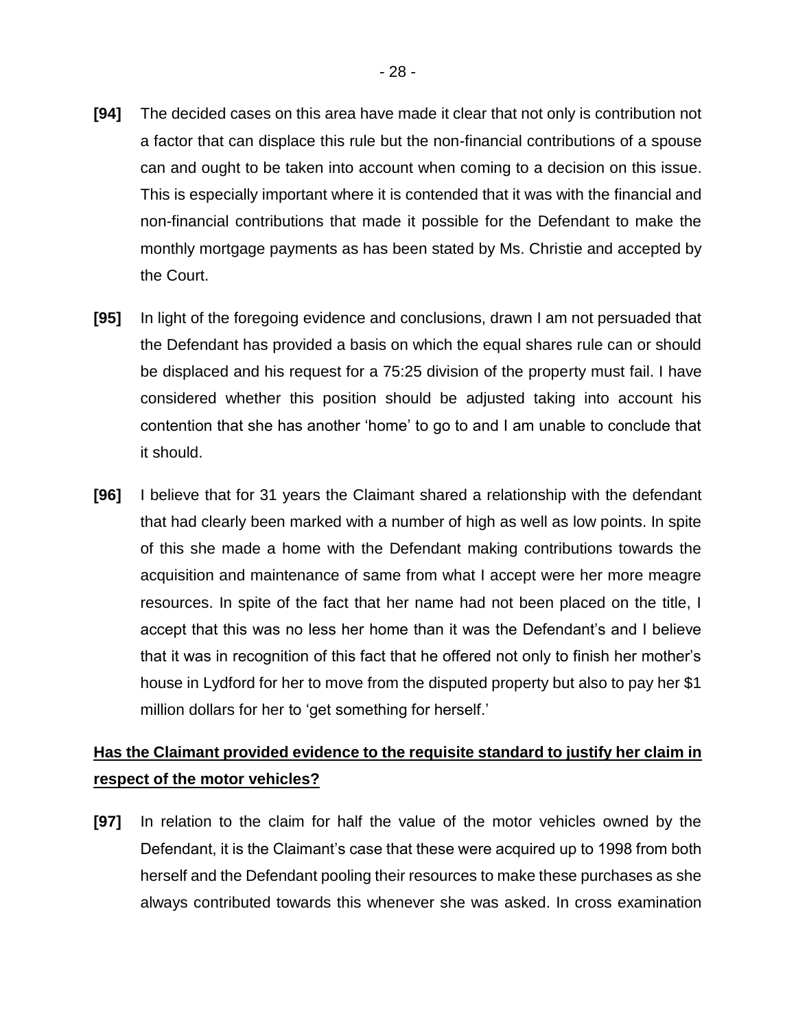**[94]** The decided cases on this area have made it clear that not only is contribution not a factor that can displace this rule but the non-financial contributions of a spouse can and ought to be taken into account when coming to a decision on this issue. This is especially important where it is contended that it was with the financial and non-financial contributions that made it possible for the Defendant to make the monthly mortgage payments as has been stated by Ms. Christie and accepted by the Court.

**[95]** In light of the foregoing evidence and conclusions, drawn I am not persuaded that the Defendant has provided a basis on which the equal shares rule can or should be displaced and his request for a 75:25 division of the property must fail. I have considered whether this position should be adjusted taking into account his contention that she has another 'home' to go to and I am unable to conclude that it should.

**[96]** I believe that for 31 years the Claimant shared a relationship with the defendant that had clearly been marked with a number of high as well as low points. In spite of this she made a home with the Defendant making contributions towards the acquisition and maintenance of same from what I accept were her more meagre resources. In spite of the fact that her name had not been placed on the title, I accept that this was no less her home than it was the Defendant's and I believe that it was in recognition of this fact that he offered not only to finish her mother's house in Lydford for her to move from the disputed property but also to pay her $1 million dollars for her to 'get something for herself.'

**<u>Has the Claimant provided evidence to the requisite standard to justify her claim in respect of the motor vehicles?</u>**

**[97]** In relation to the claim for half the value of the motor vehicles owned by the Defendant, it is the Claimant's case that these were acquired up to 1998 from both herself and the Defendant pooling their resources to make these purchases as she always contributed towards this whenever she was asked. In cross examination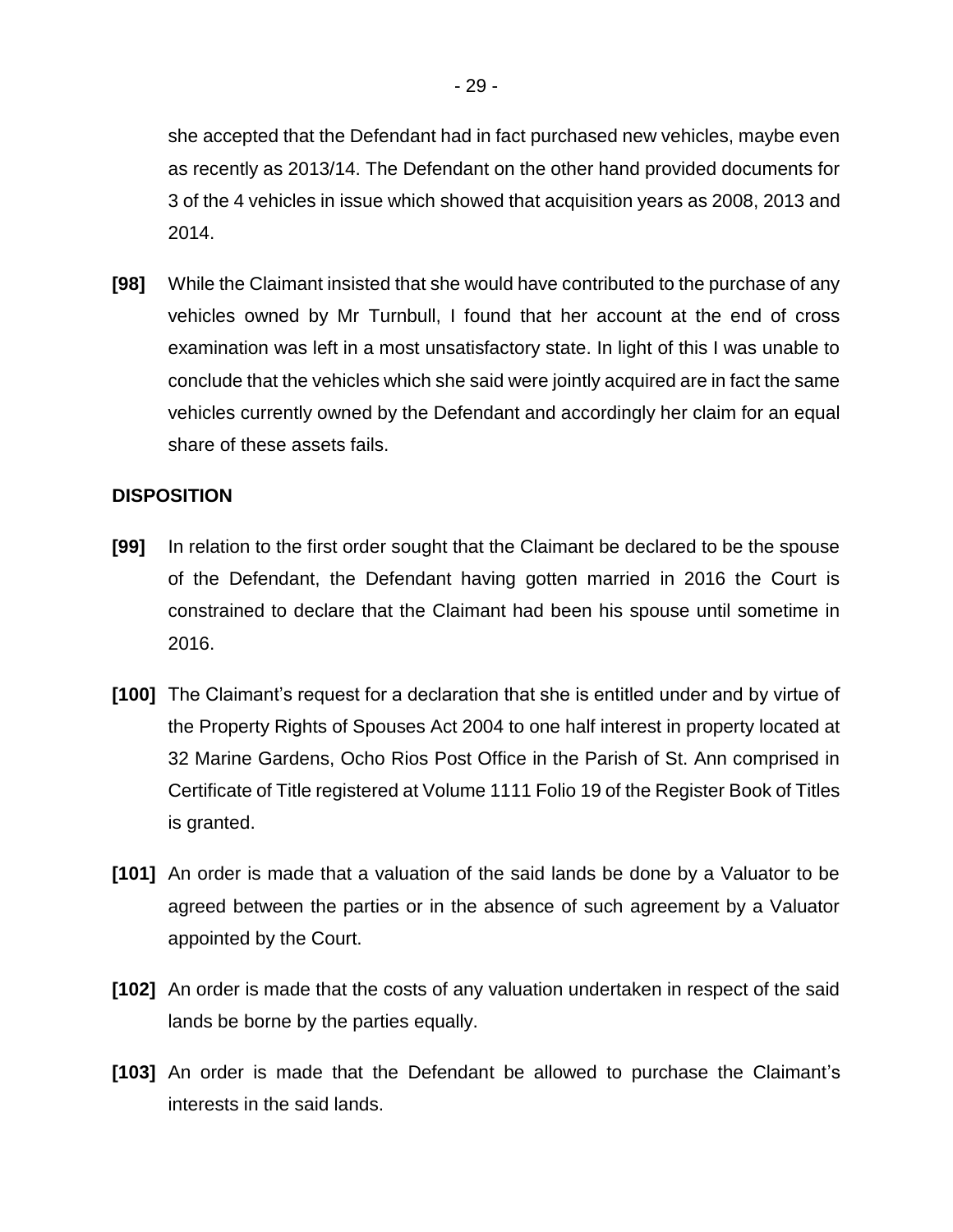she accepted that the Defendant had in fact purchased new vehicles, maybe even as recently as 2013/14. The Defendant on the other hand provided documents for 3 of the 4 vehicles in issue which showed that acquisition years as 2008, 2013 and 2014.

**[98]** While the Claimant insisted that she would have contributed to the purchase of any vehicles owned by Mr Turnbull, I found that her account at the end of cross examination was left in a most unsatisfactory state. In light of this I was unable to conclude that the vehicles which she said were jointly acquired are in fact the same vehicles currently owned by the Defendant and accordingly her claim for an equal share of these assets fails.

**DISPOSITION**

**[99]** In relation to the first order sought that the Claimant be declared to be the spouse of the Defendant, the Defendant having gotten married in 2016 the Court is constrained to declare that the Claimant had been his spouse until sometime in 2016.

**[100]** The Claimant's request for a declaration that she is entitled under and by virtue of the Property Rights of Spouses Act 2004 to one half interest in property located at 32 Marine Gardens, Ocho Rios Post Office in the Parish of St. Ann comprised in Certificate of Title registered at Volume 1111 Folio 19 of the Register Book of Titles is granted.

**[101]** An order is made that a valuation of the said lands be done by a Valuator to be agreed between the parties or in the absence of such agreement by a Valuator appointed by the Court.

**[102]** An order is made that the costs of any valuation undertaken in respect of the said lands be borne by the parties equally.

**[103]** An order is made that the Defendant be allowed to purchase the Claimant's interests in the said lands.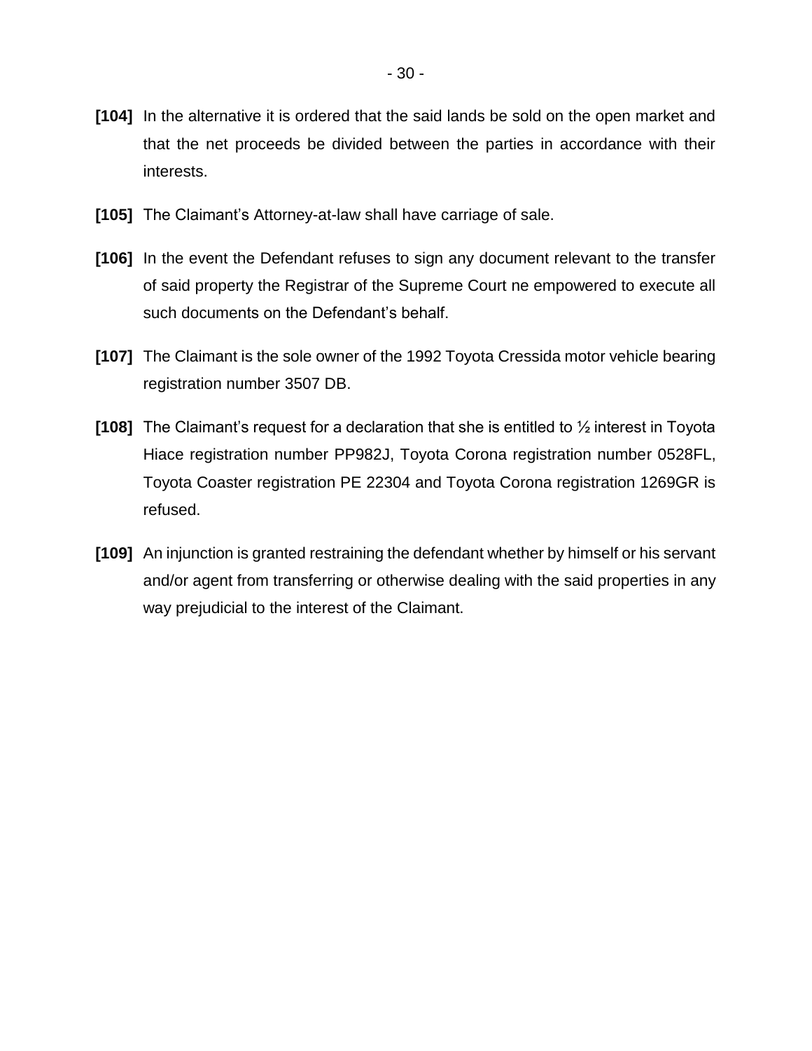**[104]** In the alternative it is ordered that the said lands be sold on the open market and that the net proceeds be divided between the parties in accordance with their interests.

**[105]** The Claimant's Attorney-at-law shall have carriage of sale.

**[106]** In the event the Defendant refuses to sign any document relevant to the transfer of said property the Registrar of the Supreme Court ne empowered to execute all such documents on the Defendant's behalf.

**[107]** The Claimant is the sole owner of the 1992 Toyota Cressida motor vehicle bearing registration number 3507 DB.

**[108]** The Claimant's request for a declaration that she is entitled to ½ interest in Toyota Hiace registration number PP982J, Toyota Corona registration number 0528FL, Toyota Coaster registration PE 22304 and Toyota Corona registration 1269GR is refused.

**[109]** An injunction is granted restraining the defendant whether by himself or his servant and/or agent from transferring or otherwise dealing with the said properties in any way prejudicial to the interest of the Claimant.